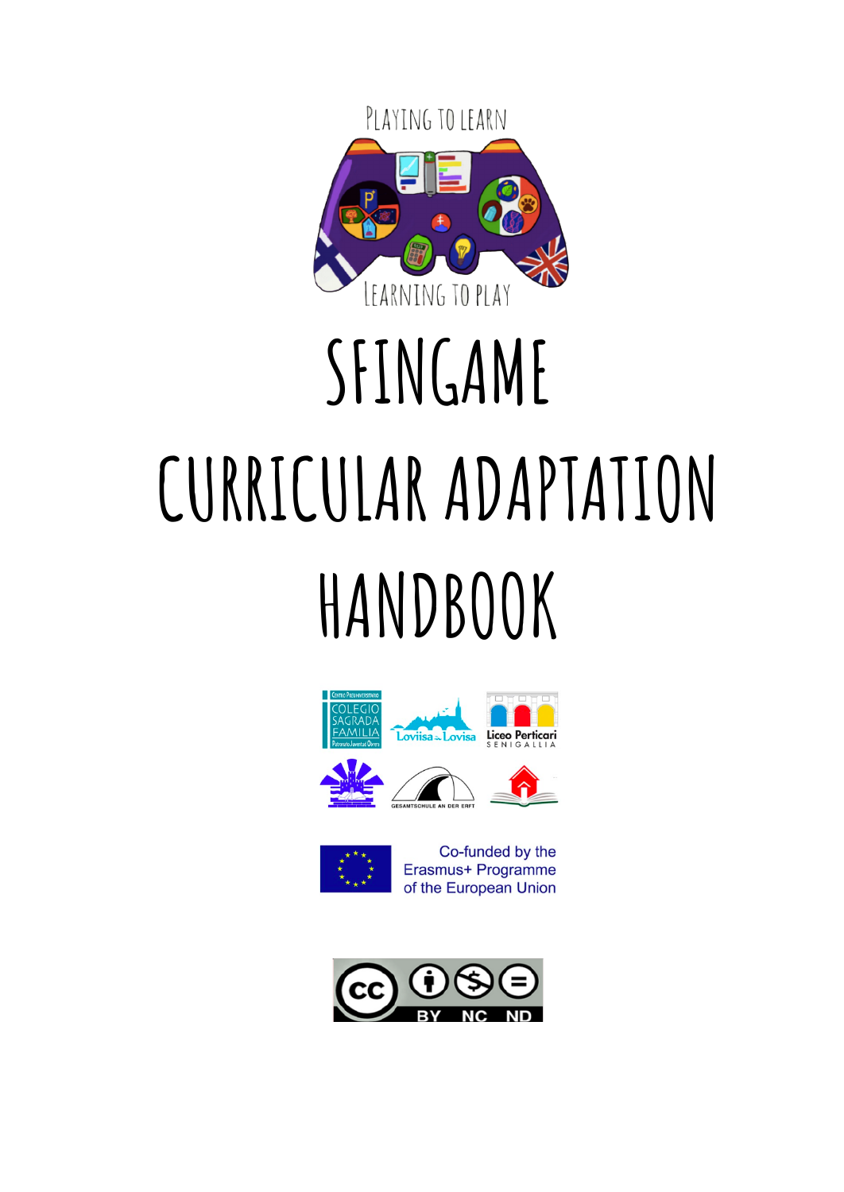PLAYING TO LEARN

LEARNING TO PLAY

# SFINGAME CURRICULAR ADAPTATION HANDBOOK

Co-funded by the Erasmus+ Programme of the European Union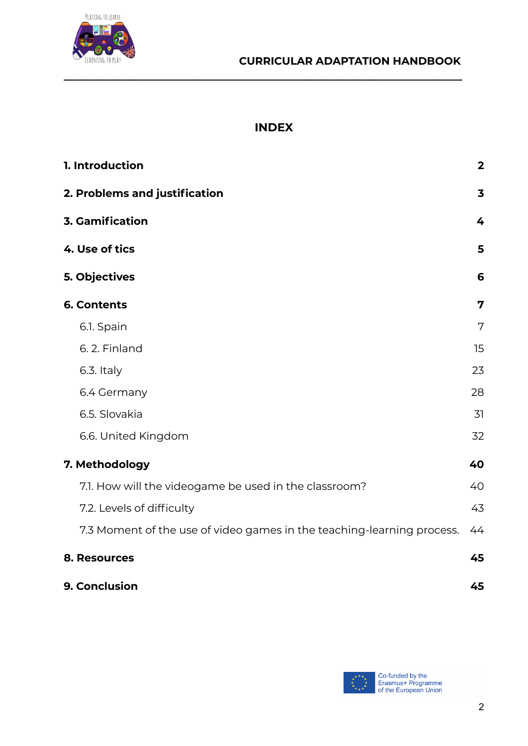# INDEX

| | |
|---|---|
| **1. Introduction** | **2** |
| **2. Problems and justification** | **3** |
| **3. Gamification** | **4** |
| **4. Use of tics** | **5** |
| **5. Objectives** | **6** |
| **6. Contents** | **7** |
| 6.1. Spain | 7 |
| 6. 2. Finland | 15 |
| 6.3. Italy | 23 |
| 6.4 Germany | 28 |
| 6.5. Slovakia | 31 |
| 6.6. United Kingdom | 32 |
| **7. Methodology** | **40** |
| 7.1. How will the videogame be used in the classroom? | 40 |
| 7.2. Levels of difficulty | 43 |
| 7.3 Moment of the use of video games in the teaching-learning process. | 44 |
| **8. Resources** | **45** |
| **9. Conclusion** | **45** |

Co-funded by the Erasmus+ Programme of the European Union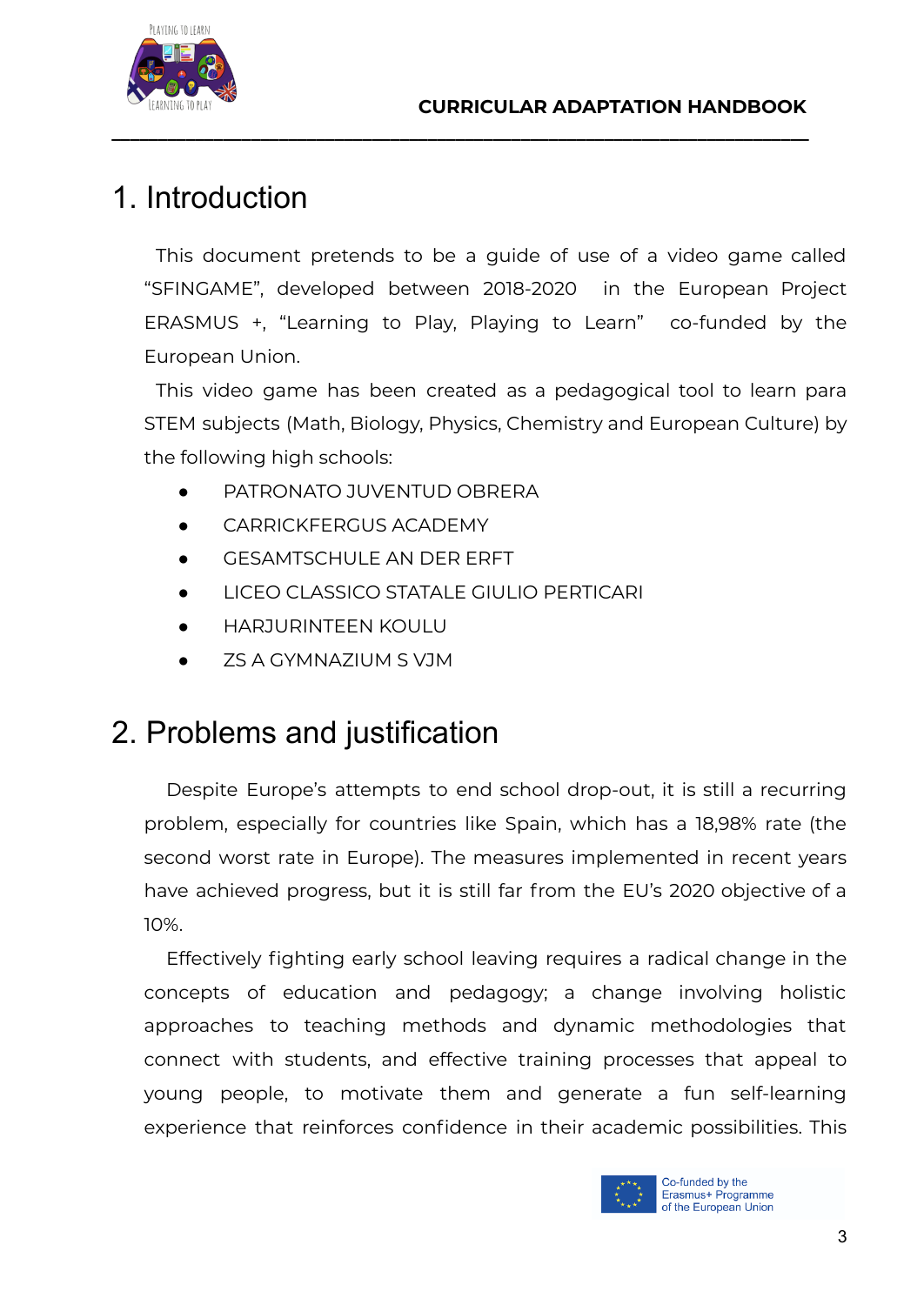## 1. Introduction

This document pretends to be a guide of use of a video game called "SFINGAME", developed between 2018-2020 in the European Project ERASMUS +, "Learning to Play, Playing to Learn" co-funded by the European Union.

This video game has been created as a pedagogical tool to learn para STEM subjects (Math, Biology, Physics, Chemistry and European Culture) by the following high schools:

- PATRONATO JUVENTUD OBRERA
- CARRICKFERGUS ACADEMY
- GESAMTSCHULE AN DER ERFT
- LICEO CLASSICO STATALE GIULIO PERTICARI
- HARJURINTEEN KOULU
- ZS A GYMNAZIUM S VJM

## 2. Problems and justification

Despite Europe's attempts to end school drop-out, it is still a recurring problem, especially for countries like Spain, which has a 18,98% rate (the second worst rate in Europe). The measures implemented in recent years have achieved progress, but it is still far from the EU's 2020 objective of a 10%.

Effectively fighting early school leaving requires a radical change in the concepts of education and pedagogy; a change involving holistic approaches to teaching methods and dynamic methodologies that connect with students, and effective training processes that appeal to young people, to motivate them and generate a fun self-learning experience that reinforces confidence in their academic possibilities. This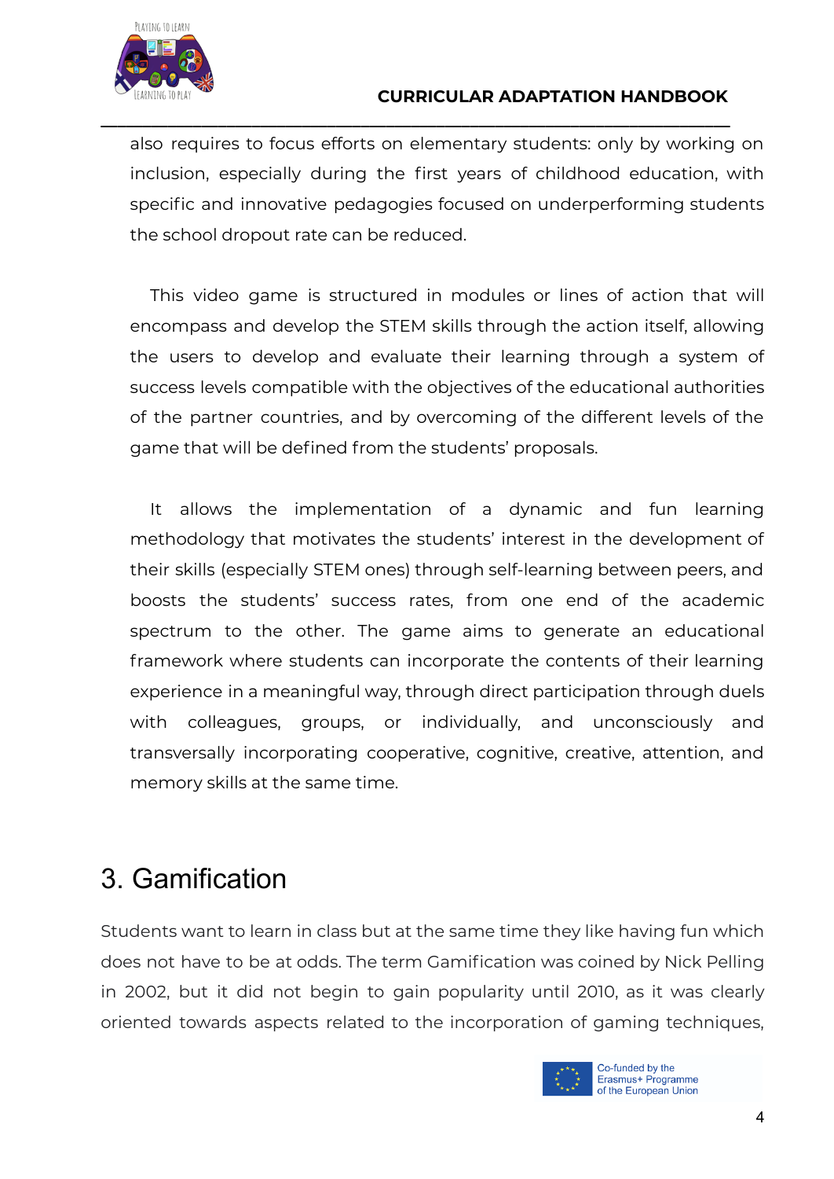also requires to focus efforts on elementary students: only by working on inclusion, especially during the first years of childhood education, with specific and innovative pedagogies focused on underperforming students the school dropout rate can be reduced.

This video game is structured in modules or lines of action that will encompass and develop the STEM skills through the action itself, allowing the users to develop and evaluate their learning through a system of success levels compatible with the objectives of the educational authorities of the partner countries, and by overcoming of the different levels of the game that will be defined from the students' proposals.

It allows the implementation of a dynamic and fun learning methodology that motivates the students' interest in the development of their skills (especially STEM ones) through self-learning between peers, and boosts the students' success rates, from one end of the academic spectrum to the other. The game aims to generate an educational framework where students can incorporate the contents of their learning experience in a meaningful way, through direct participation through duels with colleagues, groups, or individually, and unconsciously and transversally incorporating cooperative, cognitive, creative, attention, and memory skills at the same time.

# 3. Gamification

Students want to learn in class but at the same time they like having fun which does not have to be at odds. The term Gamification was coined by Nick Pelling in 2002, but it did not begin to gain popularity until 2010, as it was clearly oriented towards aspects related to the incorporation of gaming techniques,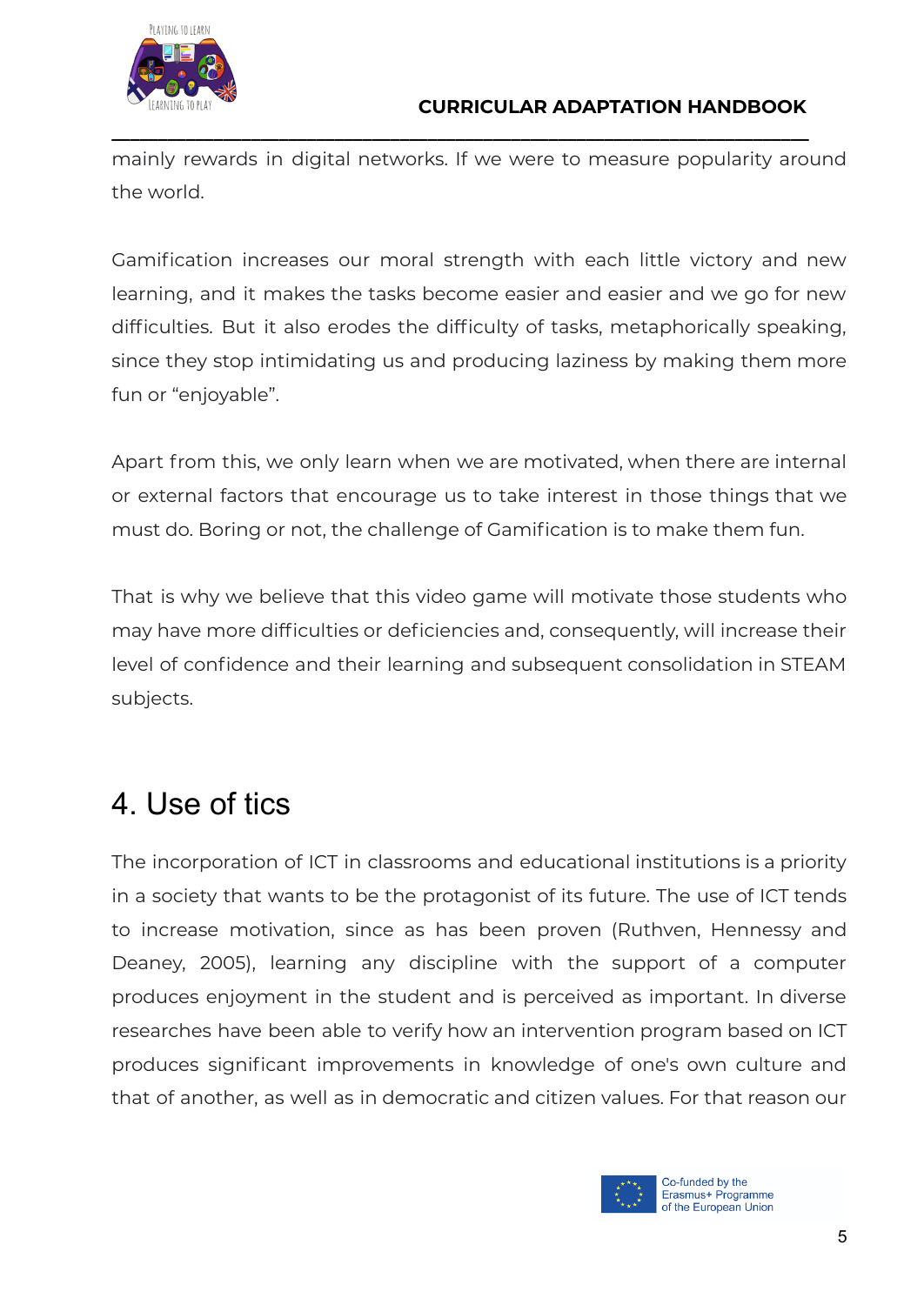mainly rewards in digital networks. If we were to measure popularity around the world.

Gamification increases our moral strength with each little victory and new learning, and it makes the tasks become easier and easier and we go for new difficulties. But it also erodes the difficulty of tasks, metaphorically speaking, since they stop intimidating us and producing laziness by making them more fun or "enjoyable".

Apart from this, we only learn when we are motivated, when there are internal or external factors that encourage us to take interest in those things that we must do. Boring or not, the challenge of Gamification is to make them fun.

That is why we believe that this video game will motivate those students who may have more difficulties or deficiencies and, consequently, will increase their level of confidence and their learning and subsequent consolidation in STEAM subjects.

# 4. Use of tics

The incorporation of ICT in classrooms and educational institutions is a priority in a society that wants to be the protagonist of its future. The use of ICT tends to increase motivation, since as has been proven (Ruthven, Hennessy and Deaney, 2005), learning any discipline with the support of a computer produces enjoyment in the student and is perceived as important. In diverse researches have been able to verify how an intervention program based on ICT produces significant improvements in knowledge of one's own culture and that of another, as well as in democratic and citizen values. For that reason our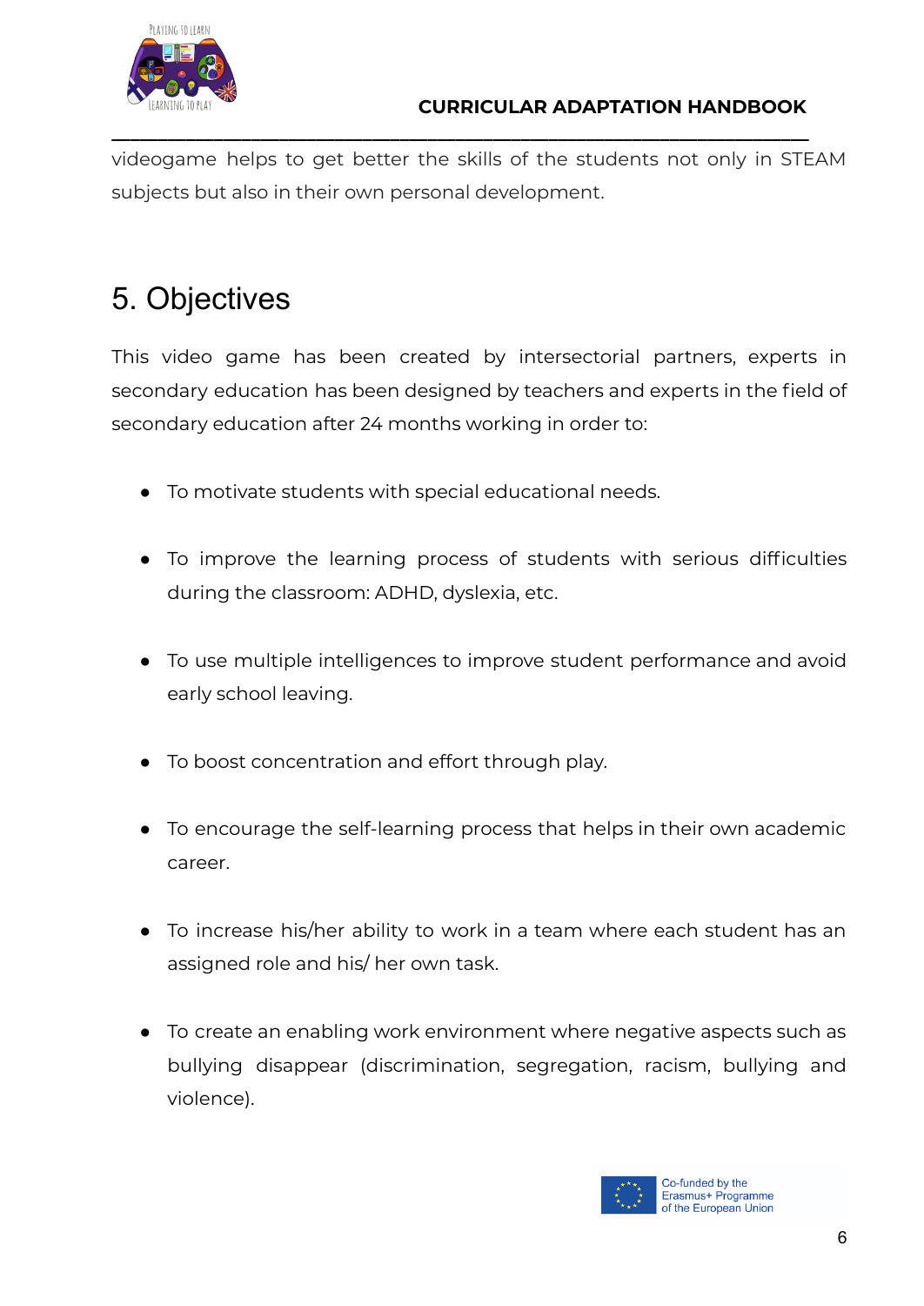videogame helps to get better the skills of the students not only in STEAM subjects but also in their own personal development.

# 5. Objectives

This video game has been created by intersectorial partners, experts in secondary education has been designed by teachers and experts in the field of secondary education after 24 months working in order to:

- To motivate students with special educational needs.
- To improve the learning process of students with serious difficulties during the classroom: ADHD, dyslexia, etc.
- To use multiple intelligences to improve student performance and avoid early school leaving.
- To boost concentration and effort through play.
- To encourage the self-learning process that helps in their own academic career.
- To increase his/her ability to work in a team where each student has an assigned role and his/ her own task.
- To create an enabling work environment where negative aspects such as bullying disappear (discrimination, segregation, racism, bullying and violence).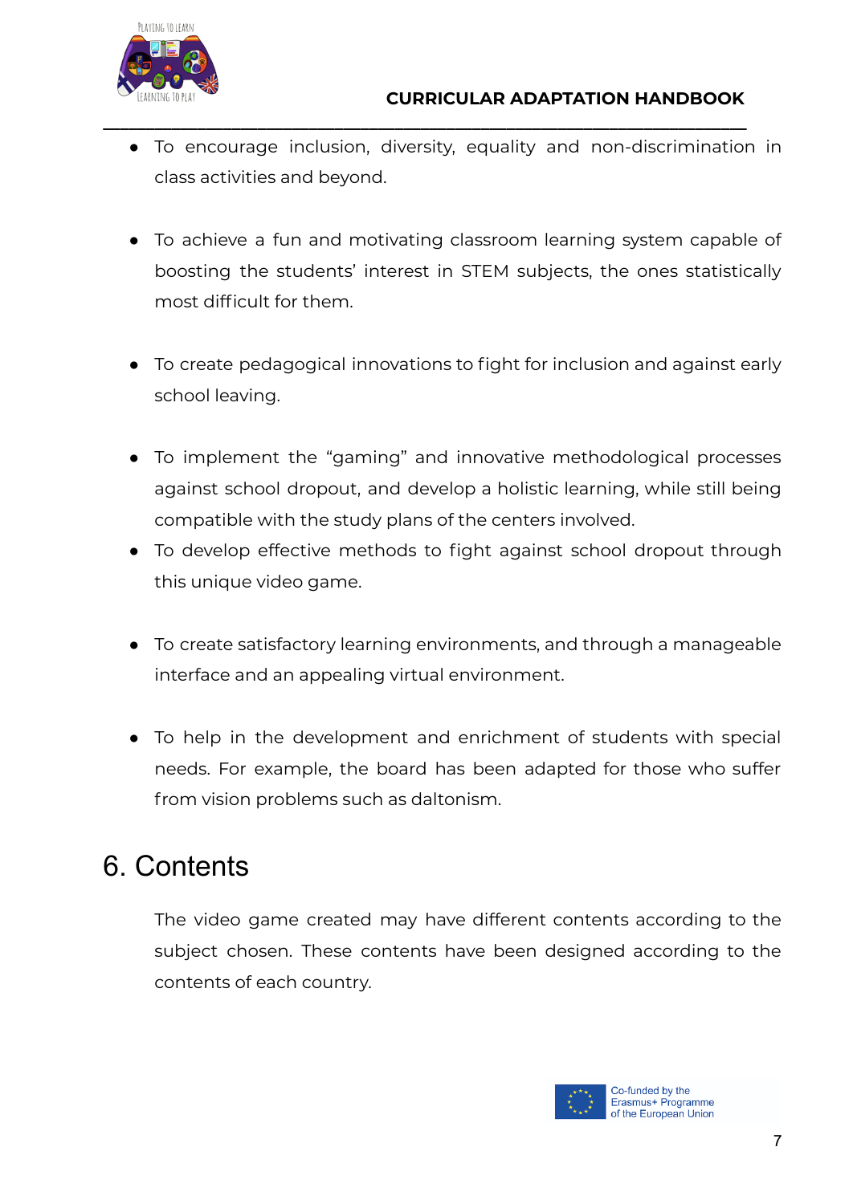- To encourage inclusion, diversity, equality and non-discrimination in class activities and beyond.

- To achieve a fun and motivating classroom learning system capable of boosting the students' interest in STEM subjects, the ones statistically most difficult for them.

- To create pedagogical innovations to fight for inclusion and against early school leaving.

- To implement the "gaming" and innovative methodological processes against school dropout, and develop a holistic learning, while still being compatible with the study plans of the centers involved.
- To develop effective methods to fight against school dropout through this unique video game.

- To create satisfactory learning environments, and through a manageable interface and an appealing virtual environment.

- To help in the development and enrichment of students with special needs. For example, the board has been adapted for those who suffer from vision problems such as daltonism.

# 6. Contents

The video game created may have different contents according to the subject chosen. These contents have been designed according to the contents of each country.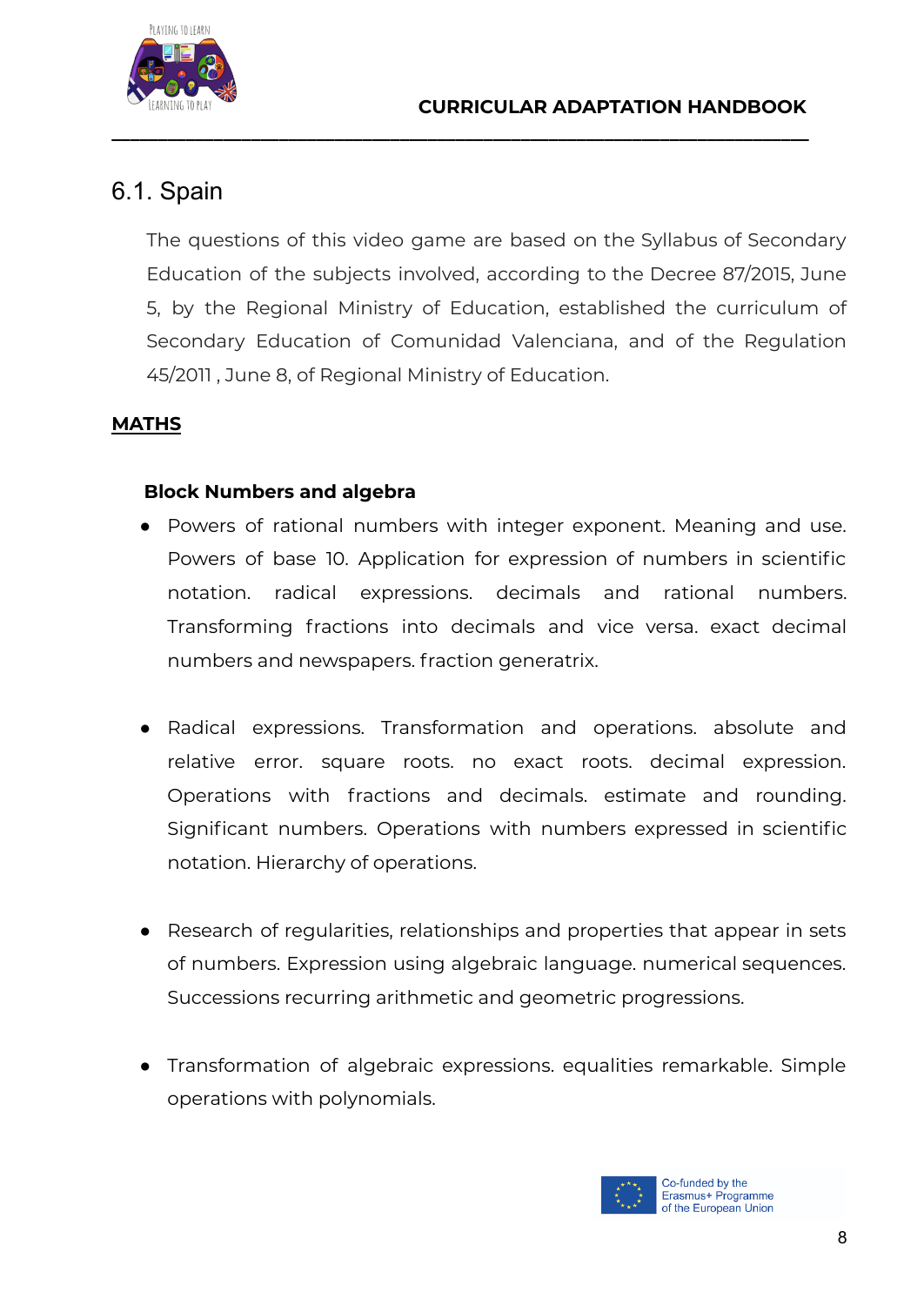## 6.1. Spain

The questions of this video game are based on the Syllabus of Secondary Education of the subjects involved, according to the Decree 87/2015, June 5, by the Regional Ministry of Education, established the curriculum of Secondary Education of Comunidad Valenciana, and of the Regulation 45/2011 , June 8, of Regional Ministry of Education.

**MATHS**

**Block Numbers and algebra**

- Powers of rational numbers with integer exponent. Meaning and use. Powers of base 10. Application for expression of numbers in scientific notation. radical expressions. decimals and rational numbers. Transforming fractions into decimals and vice versa. exact decimal numbers and newspapers. fraction generatrix.

- Radical expressions. Transformation and operations. absolute and relative error. square roots. no exact roots. decimal expression. Operations with fractions and decimals. estimate and rounding. Significant numbers. Operations with numbers expressed in scientific notation. Hierarchy of operations.

- Research of regularities, relationships and properties that appear in sets of numbers. Expression using algebraic language. numerical sequences. Successions recurring arithmetic and geometric progressions.

- Transformation of algebraic expressions. equalities remarkable. Simple operations with polynomials.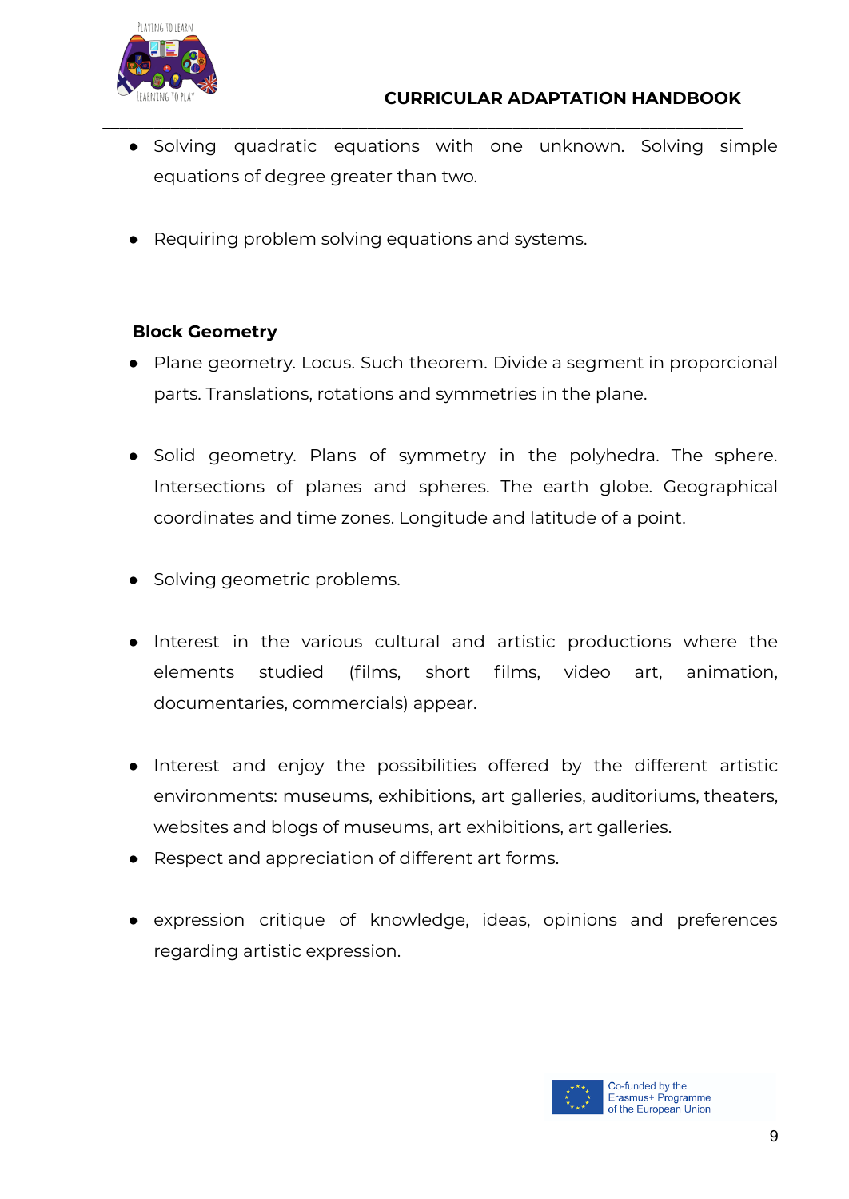- Solving quadratic equations with one unknown. Solving simple equations of degree greater than two.

- Requiring problem solving equations and systems.

**Block Geometry**

- Plane geometry. Locus. Such theorem. Divide a segment in proporcional parts. Translations, rotations and symmetries in the plane.

- Solid geometry. Plans of symmetry in the polyhedra. The sphere. Intersections of planes and spheres. The earth globe. Geographical coordinates and time zones. Longitude and latitude of a point.

- Solving geometric problems.

- Interest in the various cultural and artistic productions where the elements studied (films, short films, video art, animation, documentaries, commercials) appear.

- Interest and enjoy the possibilities offered by the different artistic environments: museums, exhibitions, art galleries, auditoriums, theaters, websites and blogs of museums, art exhibitions, art galleries.
- Respect and appreciation of different art forms.

- expression critique of knowledge, ideas, opinions and preferences regarding artistic expression.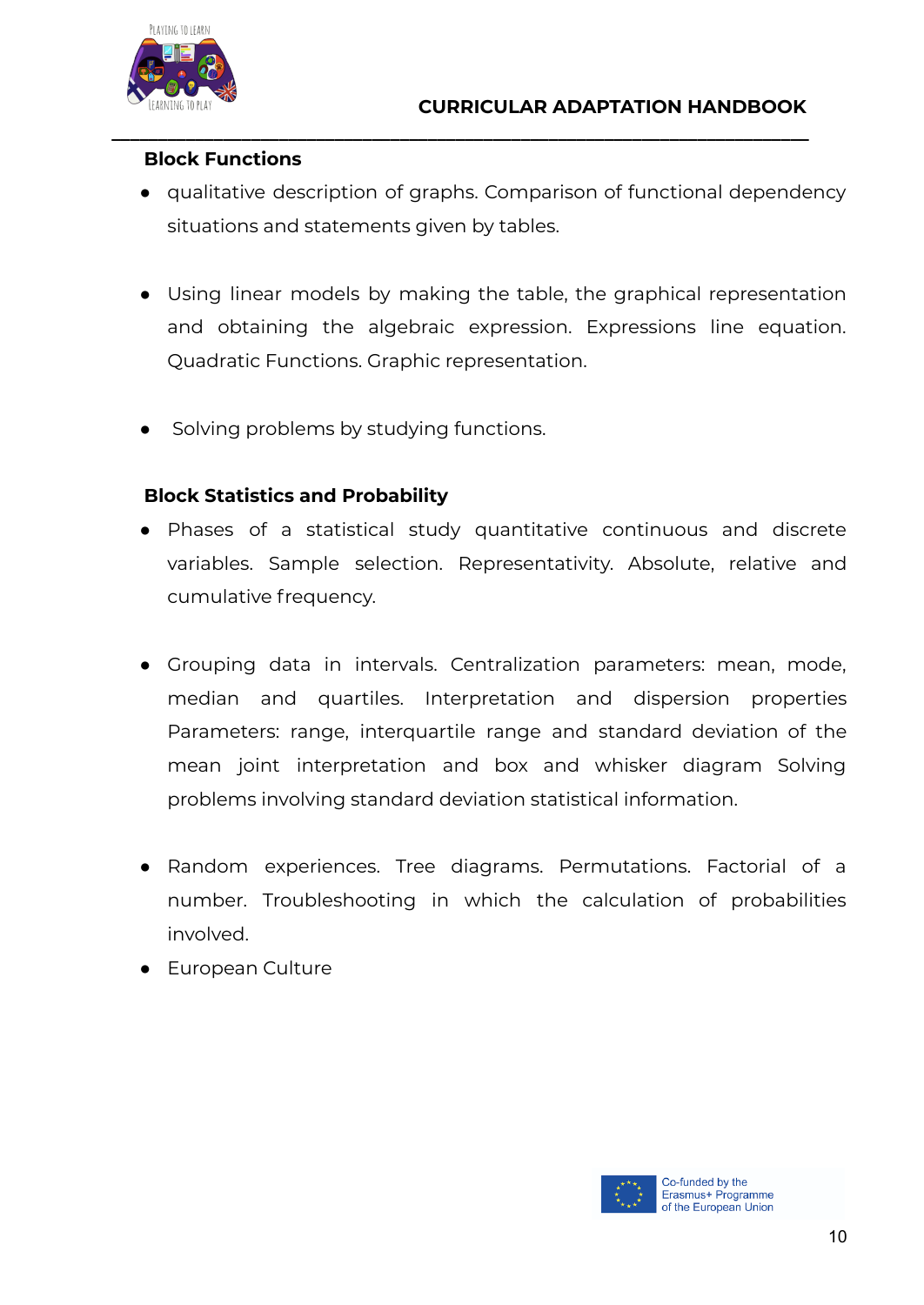**Block Functions**

- qualitative description of graphs. Comparison of functional dependency situations and statements given by tables.

- Using linear models by making the table, the graphical representation and obtaining the algebraic expression. Expressions line equation. Quadratic Functions. Graphic representation.

- Solving problems by studying functions.

**Block Statistics and Probability**

- Phases of a statistical study quantitative continuous and discrete variables. Sample selection. Representativity. Absolute, relative and cumulative frequency.

- Grouping data in intervals. Centralization parameters: mean, mode, median and quartiles. Interpretation and dispersion properties Parameters: range, interquartile range and standard deviation of the mean joint interpretation and box and whisker diagram Solving problems involving standard deviation statistical information.

- Random experiences. Tree diagrams. Permutations. Factorial of a number. Troubleshooting in which the calculation of probabilities involved.
- European Culture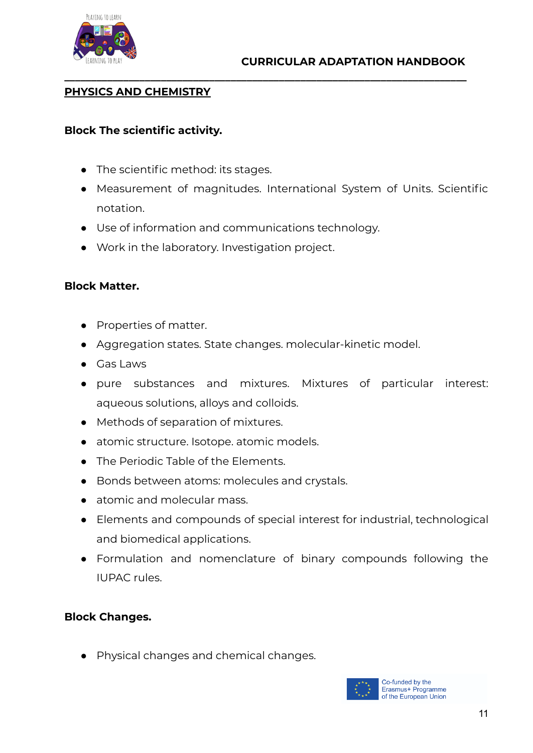## PHYSICS AND CHEMISTRY

**Block The scientific activity.**

- The scientific method: its stages.
- Measurement of magnitudes. International System of Units. Scientific notation.
- Use of information and communications technology.
- Work in the laboratory. Investigation project.

**Block Matter.**

- Properties of matter.
- Aggregation states. State changes. molecular-kinetic model.
- Gas Laws
- pure substances and mixtures. Mixtures of particular interest: aqueous solutions, alloys and colloids.
- Methods of separation of mixtures.
- atomic structure. Isotope. atomic models.
- The Periodic Table of the Elements.
- Bonds between atoms: molecules and crystals.
- atomic and molecular mass.
- Elements and compounds of special interest for industrial, technological and biomedical applications.
- Formulation and nomenclature of binary compounds following the IUPAC rules.

**Block Changes.**

- Physical changes and chemical changes.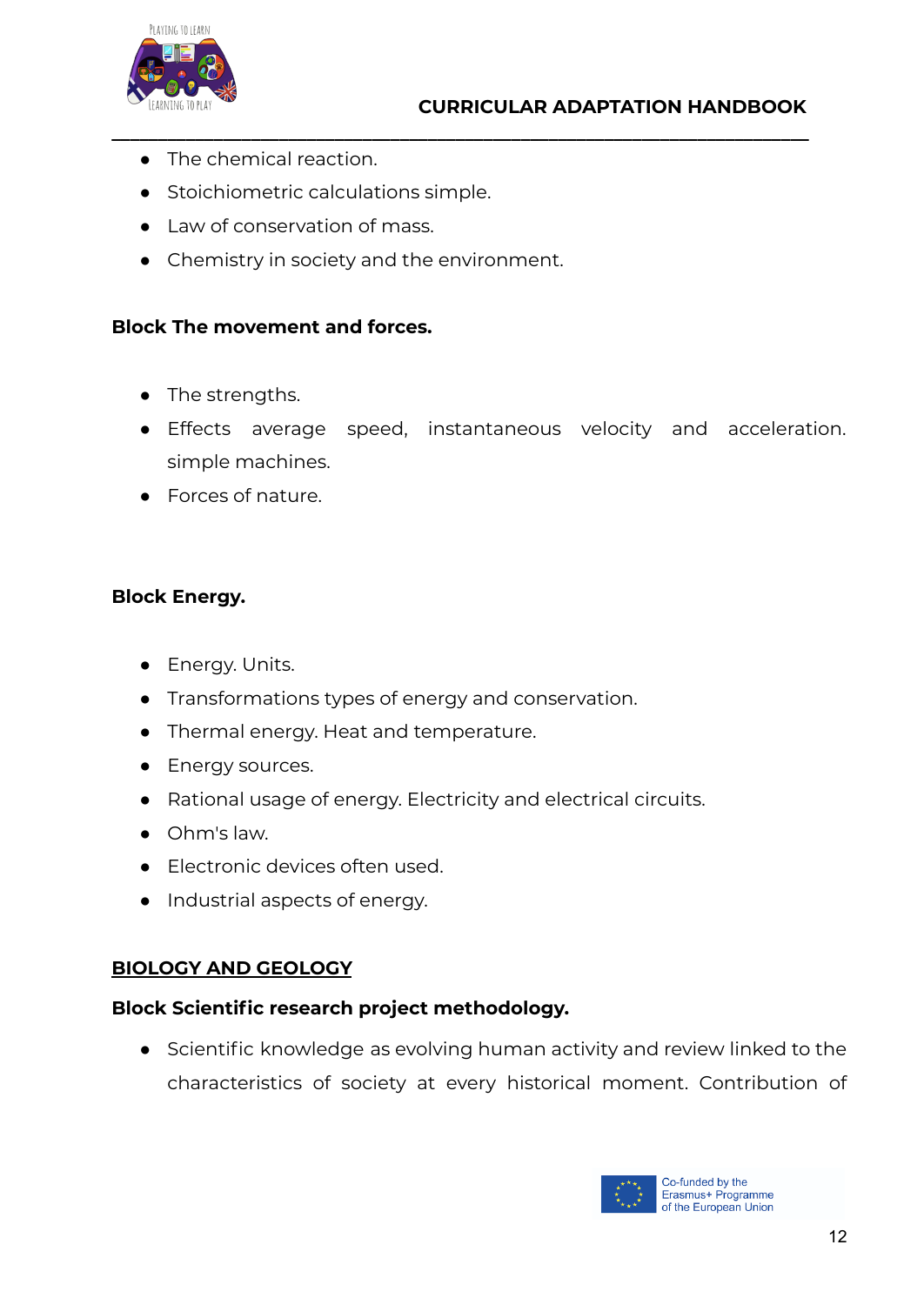- The chemical reaction.
- Stoichiometric calculations simple.
- Law of conservation of mass.
- Chemistry in society and the environment.

**Block The movement and forces.**

- The strengths.
- Effects average speed, instantaneous velocity and acceleration. simple machines.
- Forces of nature.

**Block Energy.**

- Energy. Units.
- Transformations types of energy and conservation.
- Thermal energy. Heat and temperature.
- Energy sources.
- Rational usage of energy. Electricity and electrical circuits.
- Ohm's law.
- Electronic devices often used.
- Industrial aspects of energy.

## BIOLOGY AND GEOLOGY

**Block Scientific research project methodology.**

- Scientific knowledge as evolving human activity and review linked to the characteristics of society at every historical moment. Contribution of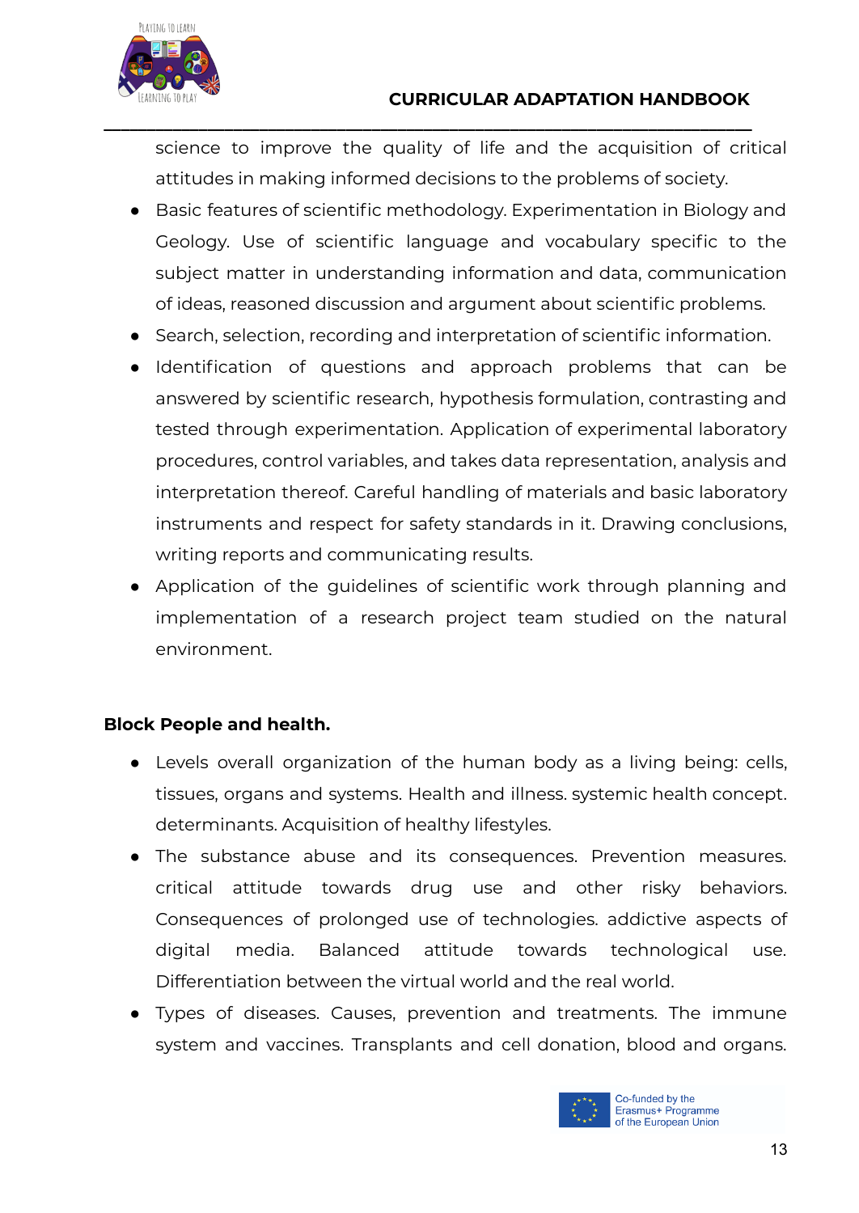science to improve the quality of life and the acquisition of critical attitudes in making informed decisions to the problems of society.

- Basic features of scientific methodology. Experimentation in Biology and Geology. Use of scientific language and vocabulary specific to the subject matter in understanding information and data, communication of ideas, reasoned discussion and argument about scientific problems.
- Search, selection, recording and interpretation of scientific information.
- Identification of questions and approach problems that can be answered by scientific research, hypothesis formulation, contrasting and tested through experimentation. Application of experimental laboratory procedures, control variables, and takes data representation, analysis and interpretation thereof. Careful handling of materials and basic laboratory instruments and respect for safety standards in it. Drawing conclusions, writing reports and communicating results.
- Application of the guidelines of scientific work through planning and implementation of a research project team studied on the natural environment.

**Block People and health.**

- Levels overall organization of the human body as a living being: cells, tissues, organs and systems. Health and illness. systemic health concept. determinants. Acquisition of healthy lifestyles.
- The substance abuse and its consequences. Prevention measures. critical attitude towards drug use and other risky behaviors. Consequences of prolonged use of technologies. addictive aspects of digital media. Balanced attitude towards technological use. Differentiation between the virtual world and the real world.
- Types of diseases. Causes, prevention and treatments. The immune system and vaccines. Transplants and cell donation, blood and organs.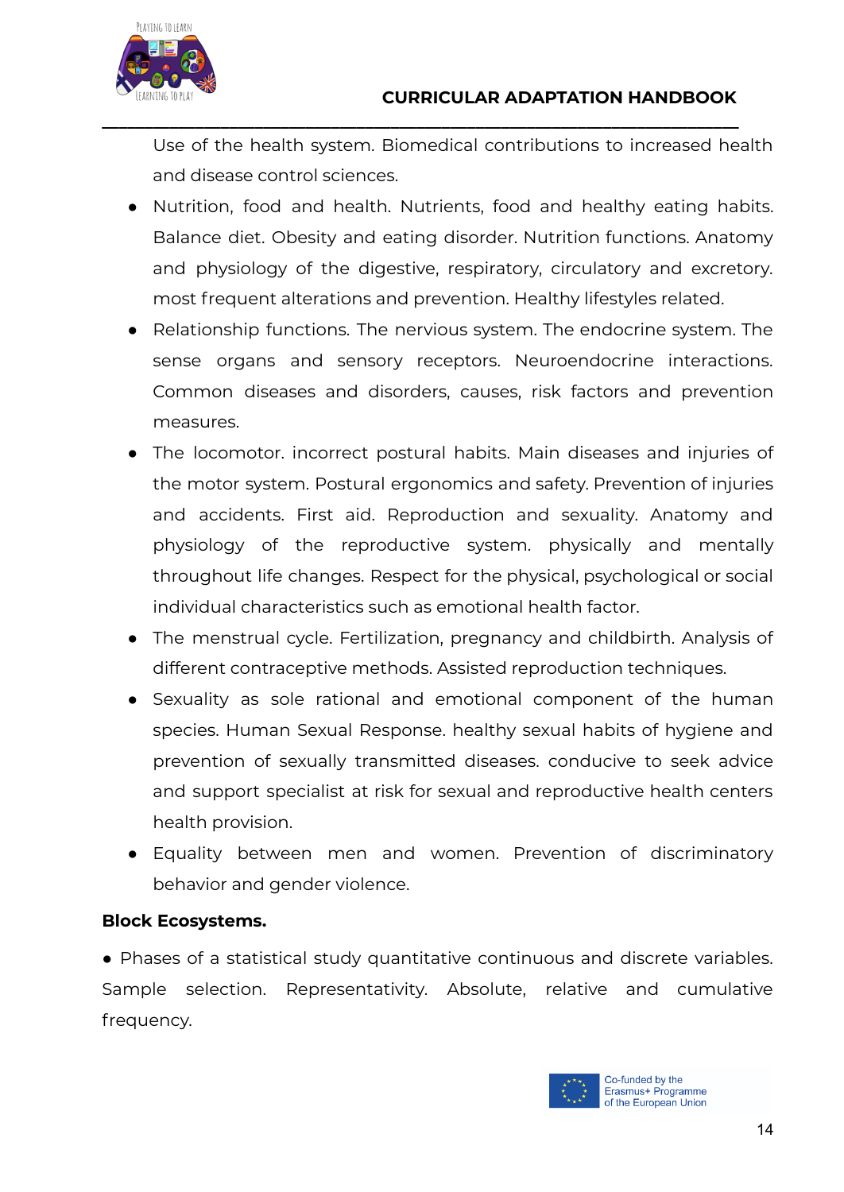Use of the health system. Biomedical contributions to increased health and disease control sciences.

- Nutrition, food and health. Nutrients, food and healthy eating habits. Balance diet. Obesity and eating disorder. Nutrition functions. Anatomy and physiology of the digestive, respiratory, circulatory and excretory. most frequent alterations and prevention. Healthy lifestyles related.
- Relationship functions. The nervious system. The endocrine system. The sense organs and sensory receptors. Neuroendocrine interactions. Common diseases and disorders, causes, risk factors and prevention measures.
- The locomotor. incorrect postural habits. Main diseases and injuries of the motor system. Postural ergonomics and safety. Prevention of injuries and accidents. First aid. Reproduction and sexuality. Anatomy and physiology of the reproductive system. physically and mentally throughout life changes. Respect for the physical, psychological or social individual characteristics such as emotional health factor.
- The menstrual cycle. Fertilization, pregnancy and childbirth. Analysis of different contraceptive methods. Assisted reproduction techniques.
- Sexuality as sole rational and emotional component of the human species. Human Sexual Response. healthy sexual habits of hygiene and prevention of sexually transmitted diseases. conducive to seek advice and support specialist at risk for sexual and reproductive health centers health provision.
- Equality between men and women. Prevention of discriminatory behavior and gender violence.

**Block Ecosystems.**

● Phases of a statistical study quantitative continuous and discrete variables. Sample selection. Representativity. Absolute, relative and cumulative frequency.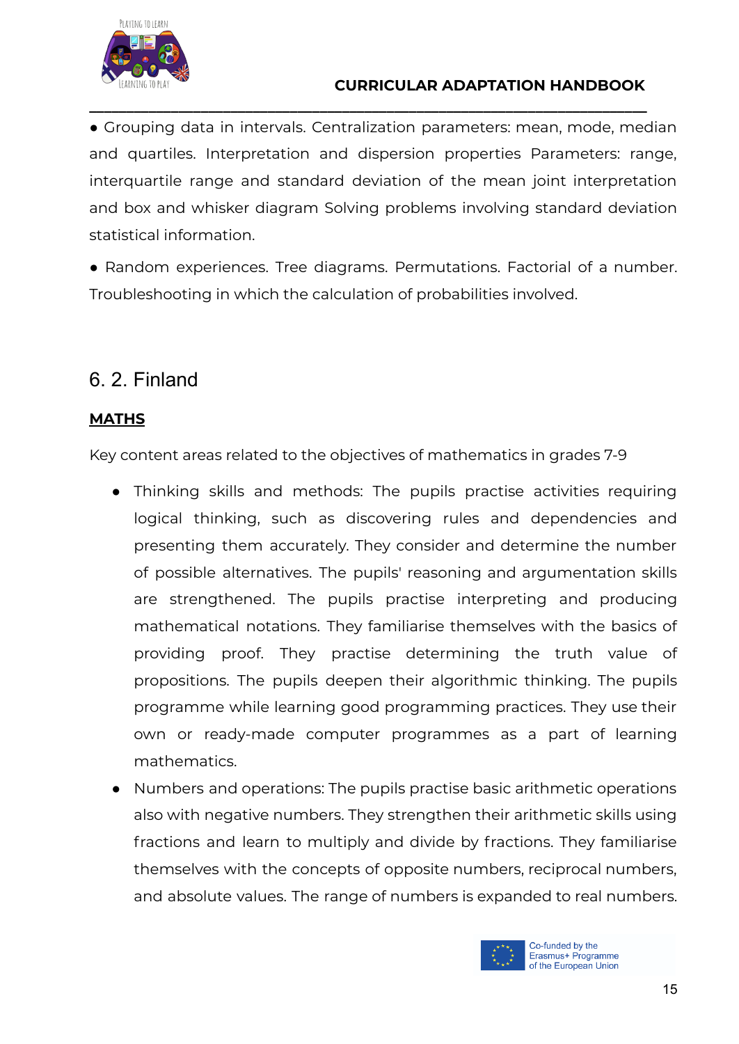- Grouping data in intervals. Centralization parameters: mean, mode, median and quartiles. Interpretation and dispersion properties Parameters: range, interquartile range and standard deviation of the mean joint interpretation and box and whisker diagram Solving problems involving standard deviation statistical information.
- Random experiences. Tree diagrams. Permutations. Factorial of a number. Troubleshooting in which the calculation of probabilities involved.

## 6. 2. Finland

**MATHS**

Key content areas related to the objectives of mathematics in grades 7-9

- Thinking skills and methods: The pupils practise activities requiring logical thinking, such as discovering rules and dependencies and presenting them accurately. They consider and determine the number of possible alternatives. The pupils' reasoning and argumentation skills are strengthened. The pupils practise interpreting and producing mathematical notations. They familiarise themselves with the basics of providing proof. They practise determining the truth value of propositions. The pupils deepen their algorithmic thinking. The pupils programme while learning good programming practices. They use their own or ready-made computer programmes as a part of learning mathematics.
- Numbers and operations: The pupils practise basic arithmetic operations also with negative numbers. They strengthen their arithmetic skills using fractions and learn to multiply and divide by fractions. They familiarise themselves with the concepts of opposite numbers, reciprocal numbers, and absolute values. The range of numbers is expanded to real numbers.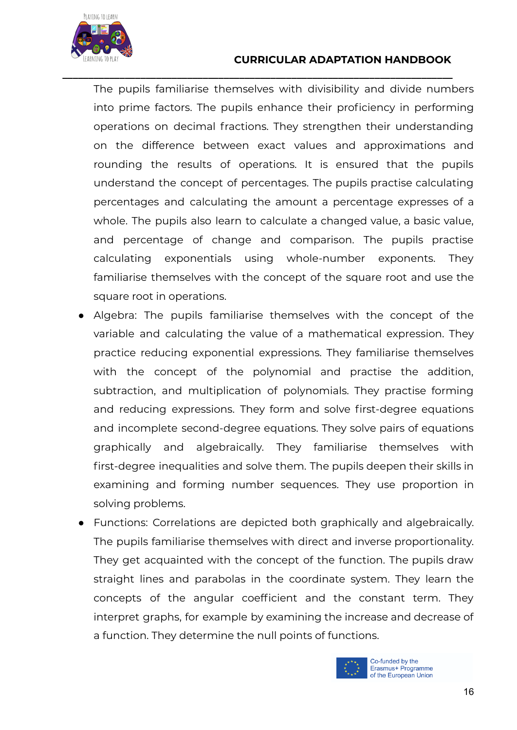The pupils familiarise themselves with divisibility and divide numbers into prime factors. The pupils enhance their proficiency in performing operations on decimal fractions. They strengthen their understanding on the difference between exact values and approximations and rounding the results of operations. It is ensured that the pupils understand the concept of percentages. The pupils practise calculating percentages and calculating the amount a percentage expresses of a whole. The pupils also learn to calculate a changed value, a basic value, and percentage of change and comparison. The pupils practise calculating exponentials using whole-number exponents. They familiarise themselves with the concept of the square root and use the square root in operations.

- Algebra: The pupils familiarise themselves with the concept of the variable and calculating the value of a mathematical expression. They practice reducing exponential expressions. They familiarise themselves with the concept of the polynomial and practise the addition, subtraction, and multiplication of polynomials. They practise forming and reducing expressions. They form and solve first-degree equations and incomplete second-degree equations. They solve pairs of equations graphically and algebraically. They familiarise themselves with first-degree inequalities and solve them. The pupils deepen their skills in examining and forming number sequences. They use proportion in solving problems.
- Functions: Correlations are depicted both graphically and algebraically. The pupils familiarise themselves with direct and inverse proportionality. They get acquainted with the concept of the function. The pupils draw straight lines and parabolas in the coordinate system. They learn the concepts of the angular coefficient and the constant term. They interpret graphs, for example by examining the increase and decrease of a function. They determine the null points of functions.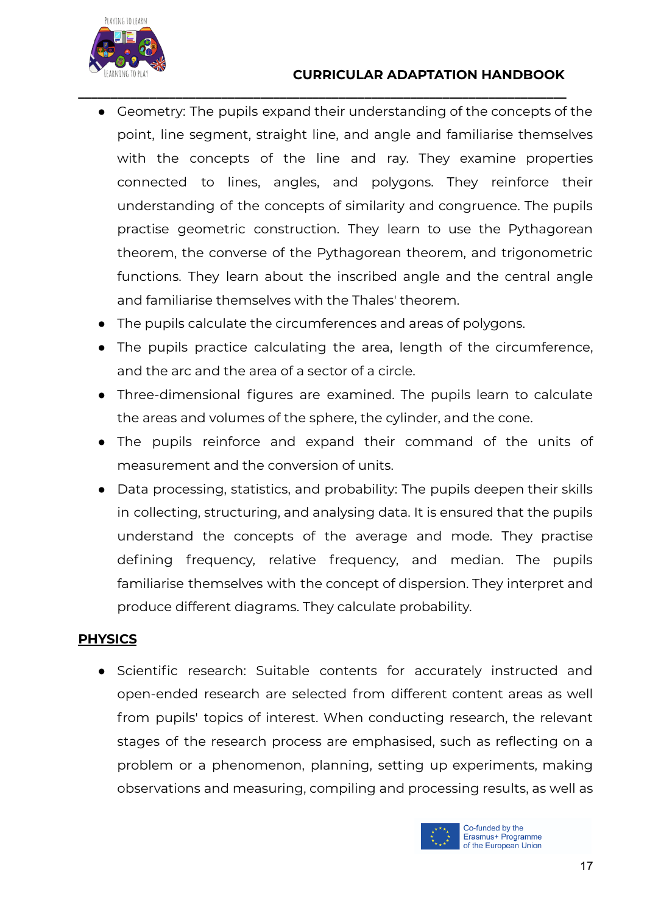- Geometry: The pupils expand their understanding of the concepts of the point, line segment, straight line, and angle and familiarise themselves with the concepts of the line and ray. They examine properties connected to lines, angles, and polygons. They reinforce their understanding of the concepts of similarity and congruence. The pupils practise geometric construction. They learn to use the Pythagorean theorem, the converse of the Pythagorean theorem, and trigonometric functions. They learn about the inscribed angle and the central angle and familiarise themselves with the Thales' theorem.
- The pupils calculate the circumferences and areas of polygons.
- The pupils practice calculating the area, length of the circumference, and the arc and the area of a sector of a circle.
- Three-dimensional figures are examined. The pupils learn to calculate the areas and volumes of the sphere, the cylinder, and the cone.
- The pupils reinforce and expand their command of the units of measurement and the conversion of units.
- Data processing, statistics, and probability: The pupils deepen their skills in collecting, structuring, and analysing data. It is ensured that the pupils understand the concepts of the average and mode. They practise defining frequency, relative frequency, and median. The pupils familiarise themselves with the concept of dispersion. They interpret and produce different diagrams. They calculate probability.

**PHYSICS**

- Scientific research: Suitable contents for accurately instructed and open-ended research are selected from different content areas as well from pupils' topics of interest. When conducting research, the relevant stages of the research process are emphasised, such as reflecting on a problem or a phenomenon, planning, setting up experiments, making observations and measuring, compiling and processing results, as well as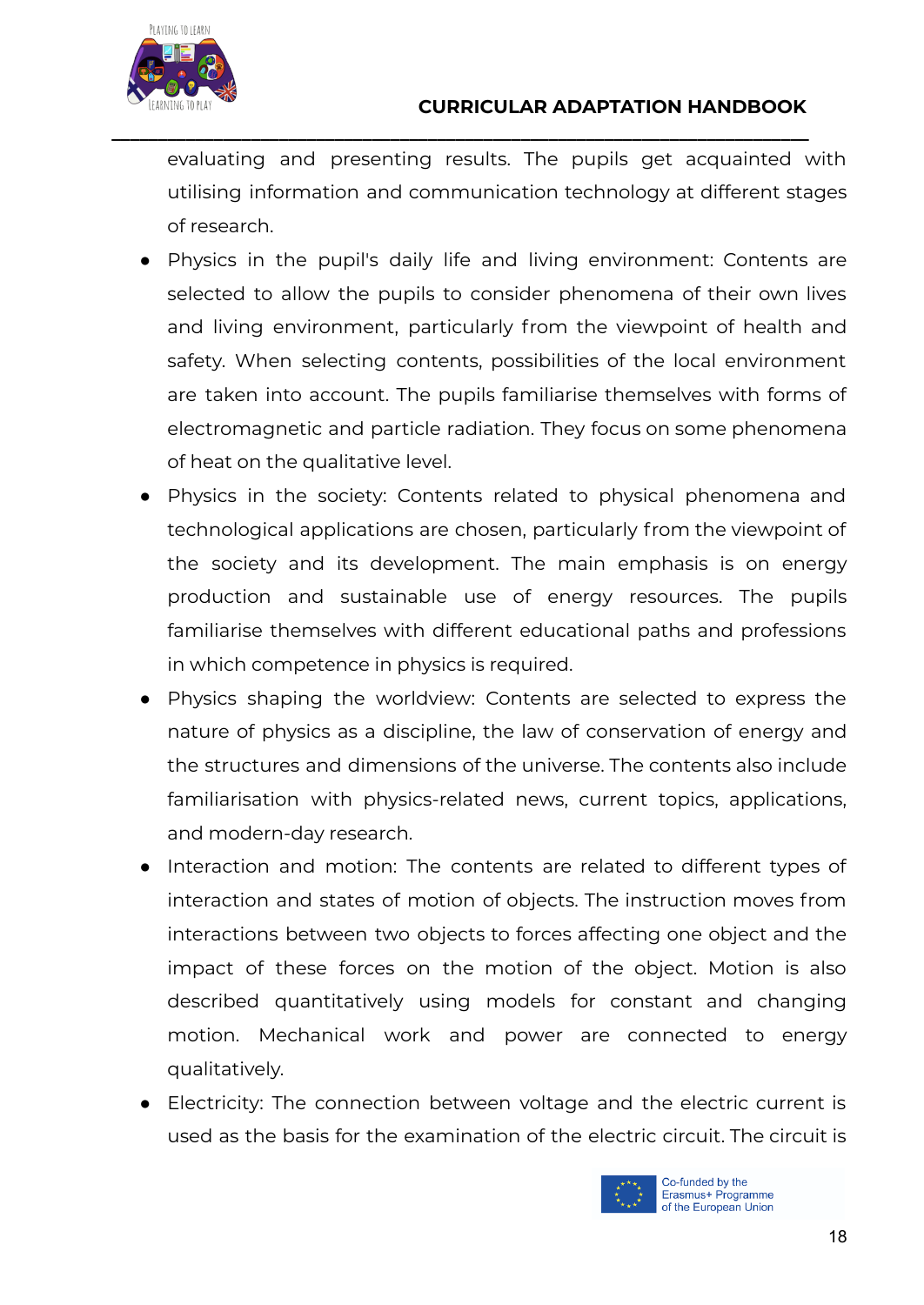evaluating and presenting results. The pupils get acquainted with utilising information and communication technology at different stages of research.

- Physics in the pupil's daily life and living environment: Contents are selected to allow the pupils to consider phenomena of their own lives and living environment, particularly from the viewpoint of health and safety. When selecting contents, possibilities of the local environment are taken into account. The pupils familiarise themselves with forms of electromagnetic and particle radiation. They focus on some phenomena of heat on the qualitative level.
- Physics in the society: Contents related to physical phenomena and technological applications are chosen, particularly from the viewpoint of the society and its development. The main emphasis is on energy production and sustainable use of energy resources. The pupils familiarise themselves with different educational paths and professions in which competence in physics is required.
- Physics shaping the worldview: Contents are selected to express the nature of physics as a discipline, the law of conservation of energy and the structures and dimensions of the universe. The contents also include familiarisation with physics-related news, current topics, applications, and modern-day research.
- Interaction and motion: The contents are related to different types of interaction and states of motion of objects. The instruction moves from interactions between two objects to forces affecting one object and the impact of these forces on the motion of the object. Motion is also described quantitatively using models for constant and changing motion. Mechanical work and power are connected to energy qualitatively.
- Electricity: The connection between voltage and the electric current is used as the basis for the examination of the electric circuit. The circuit is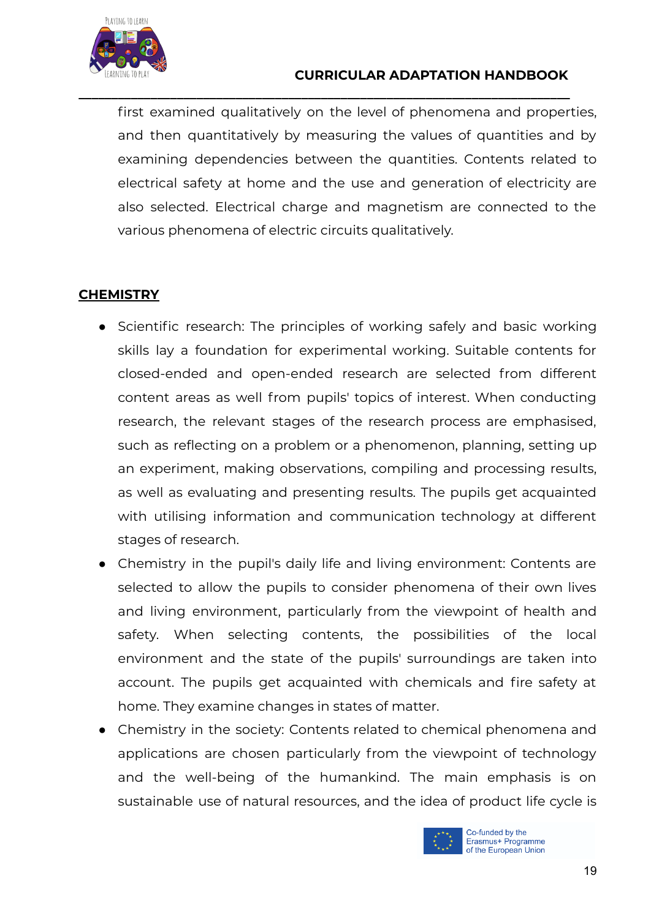first examined qualitatively on the level of phenomena and properties, and then quantitatively by measuring the values of quantities and by examining dependencies between the quantities. Contents related to electrical safety at home and the use and generation of electricity are also selected. Electrical charge and magnetism are connected to the various phenomena of electric circuits qualitatively.

## CHEMISTRY

- Scientific research: The principles of working safely and basic working skills lay a foundation for experimental working. Suitable contents for closed-ended and open-ended research are selected from different content areas as well from pupils' topics of interest. When conducting research, the relevant stages of the research process are emphasised, such as reflecting on a problem or a phenomenon, planning, setting up an experiment, making observations, compiling and processing results, as well as evaluating and presenting results. The pupils get acquainted with utilising information and communication technology at different stages of research.
- Chemistry in the pupil's daily life and living environment: Contents are selected to allow the pupils to consider phenomena of their own lives and living environment, particularly from the viewpoint of health and safety. When selecting contents, the possibilities of the local environment and the state of the pupils' surroundings are taken into account. The pupils get acquainted with chemicals and fire safety at home. They examine changes in states of matter.
- Chemistry in the society: Contents related to chemical phenomena and applications are chosen particularly from the viewpoint of technology and the well-being of the humankind. The main emphasis is on sustainable use of natural resources, and the idea of product life cycle is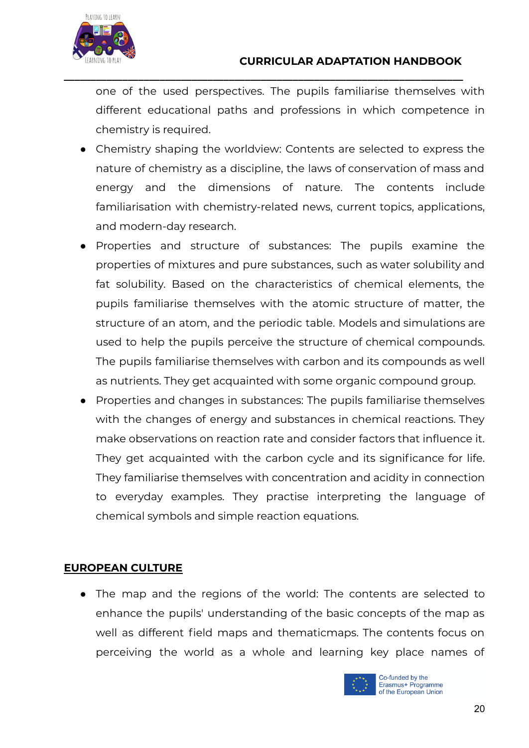one of the used perspectives. The pupils familiarise themselves with different educational paths and professions in which competence in chemistry is required.

- Chemistry shaping the worldview: Contents are selected to express the nature of chemistry as a discipline, the laws of conservation of mass and energy and the dimensions of nature. The contents include familiarisation with chemistry-related news, current topics, applications, and modern-day research.
- Properties and structure of substances: The pupils examine the properties of mixtures and pure substances, such as water solubility and fat solubility. Based on the characteristics of chemical elements, the pupils familiarise themselves with the atomic structure of matter, the structure of an atom, and the periodic table. Models and simulations are used to help the pupils perceive the structure of chemical compounds. The pupils familiarise themselves with carbon and its compounds as well as nutrients. They get acquainted with some organic compound group.
- Properties and changes in substances: The pupils familiarise themselves with the changes of energy and substances in chemical reactions. They make observations on reaction rate and consider factors that influence it. They get acquainted with the carbon cycle and its significance for life. They familiarise themselves with concentration and acidity in connection to everyday examples. They practise interpreting the language of chemical symbols and simple reaction equations.

## EUROPEAN CULTURE

- The map and the regions of the world: The contents are selected to enhance the pupils' understanding of the basic concepts of the map as well as different field maps and thematicmaps. The contents focus on perceiving the world as a whole and learning key place names of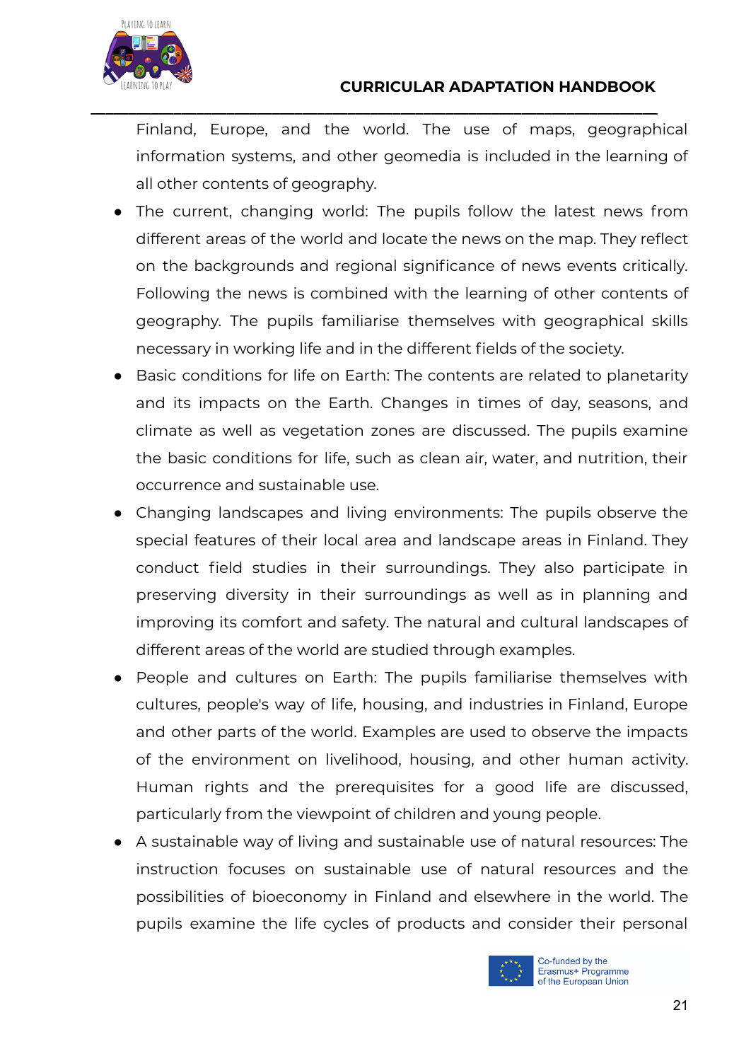Finland, Europe, and the world. The use of maps, geographical information systems, and other geomedia is included in the learning of all other contents of geography.

- The current, changing world: The pupils follow the latest news from different areas of the world and locate the news on the map. They reflect on the backgrounds and regional significance of news events critically. Following the news is combined with the learning of other contents of geography. The pupils familiarise themselves with geographical skills necessary in working life and in the different fields of the society.
- Basic conditions for life on Earth: The contents are related to planetarity and its impacts on the Earth. Changes in times of day, seasons, and climate as well as vegetation zones are discussed. The pupils examine the basic conditions for life, such as clean air, water, and nutrition, their occurrence and sustainable use.
- Changing landscapes and living environments: The pupils observe the special features of their local area and landscape areas in Finland. They conduct field studies in their surroundings. They also participate in preserving diversity in their surroundings as well as in planning and improving its comfort and safety. The natural and cultural landscapes of different areas of the world are studied through examples.
- People and cultures on Earth: The pupils familiarise themselves with cultures, people's way of life, housing, and industries in Finland, Europe and other parts of the world. Examples are used to observe the impacts of the environment on livelihood, housing, and other human activity. Human rights and the prerequisites for a good life are discussed, particularly from the viewpoint of children and young people.
- A sustainable way of living and sustainable use of natural resources: The instruction focuses on sustainable use of natural resources and the possibilities of bioeconomy in Finland and elsewhere in the world. The pupils examine the life cycles of products and consider their personal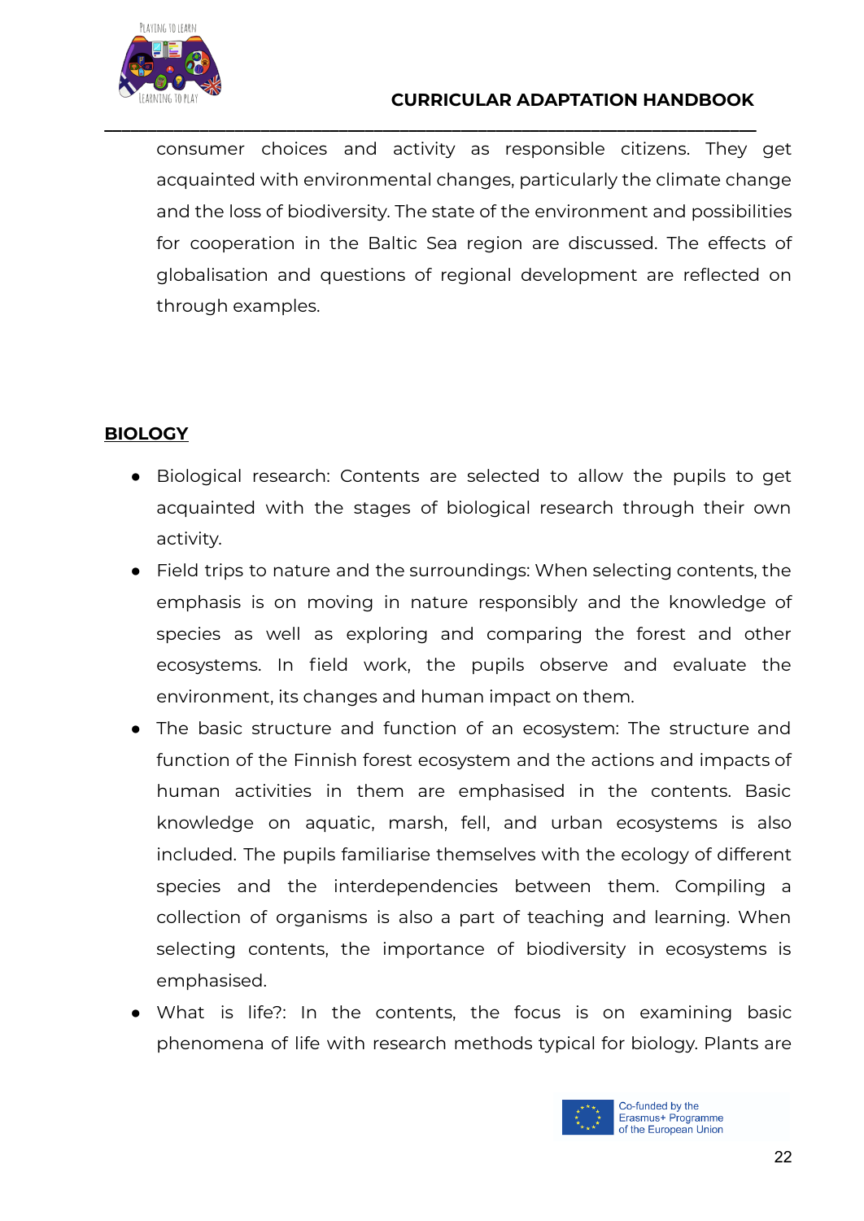consumer choices and activity as responsible citizens. They get acquainted with environmental changes, particularly the climate change and the loss of biodiversity. The state of the environment and possibilities for cooperation in the Baltic Sea region are discussed. The effects of globalisation and questions of regional development are reflected on through examples.

**BIOLOGY**

- Biological research: Contents are selected to allow the pupils to get acquainted with the stages of biological research through their own activity.
- Field trips to nature and the surroundings: When selecting contents, the emphasis is on moving in nature responsibly and the knowledge of species as well as exploring and comparing the forest and other ecosystems. In field work, the pupils observe and evaluate the environment, its changes and human impact on them.
- The basic structure and function of an ecosystem: The structure and function of the Finnish forest ecosystem and the actions and impacts of human activities in them are emphasised in the contents. Basic knowledge on aquatic, marsh, fell, and urban ecosystems is also included. The pupils familiarise themselves with the ecology of different species and the interdependencies between them. Compiling a collection of organisms is also a part of teaching and learning. When selecting contents, the importance of biodiversity in ecosystems is emphasised.
- What is life?: In the contents, the focus is on examining basic phenomena of life with research methods typical for biology. Plants are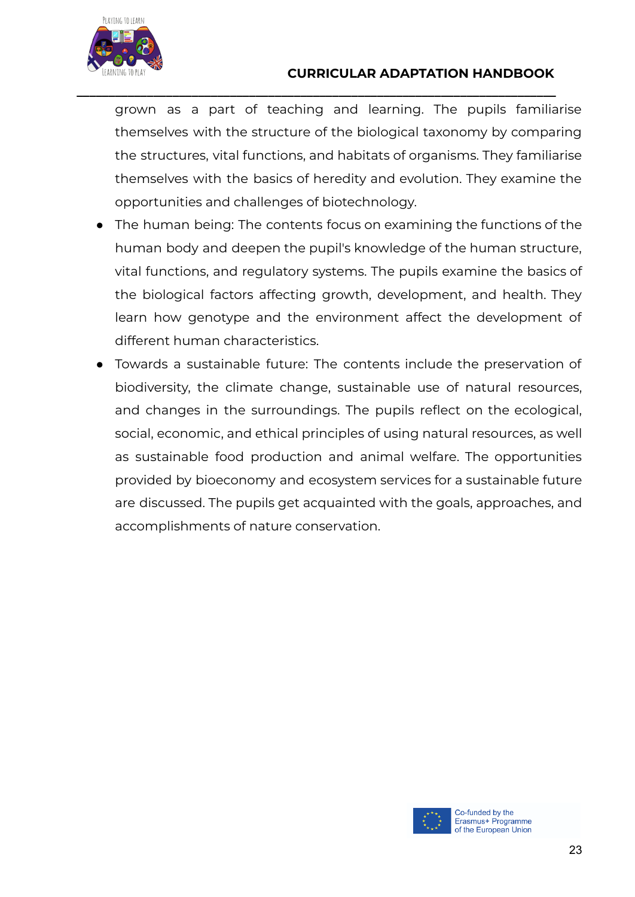grown as a part of teaching and learning. The pupils familiarise themselves with the structure of the biological taxonomy by comparing the structures, vital functions, and habitats of organisms. They familiarise themselves with the basics of heredity and evolution. They examine the opportunities and challenges of biotechnology.

- The human being: The contents focus on examining the functions of the human body and deepen the pupil's knowledge of the human structure, vital functions, and regulatory systems. The pupils examine the basics of the biological factors affecting growth, development, and health. They learn how genotype and the environment affect the development of different human characteristics.
- Towards a sustainable future: The contents include the preservation of biodiversity, the climate change, sustainable use of natural resources, and changes in the surroundings. The pupils reflect on the ecological, social, economic, and ethical principles of using natural resources, as well as sustainable food production and animal welfare. The opportunities provided by bioeconomy and ecosystem services for a sustainable future are discussed. The pupils get acquainted with the goals, approaches, and accomplishments of nature conservation.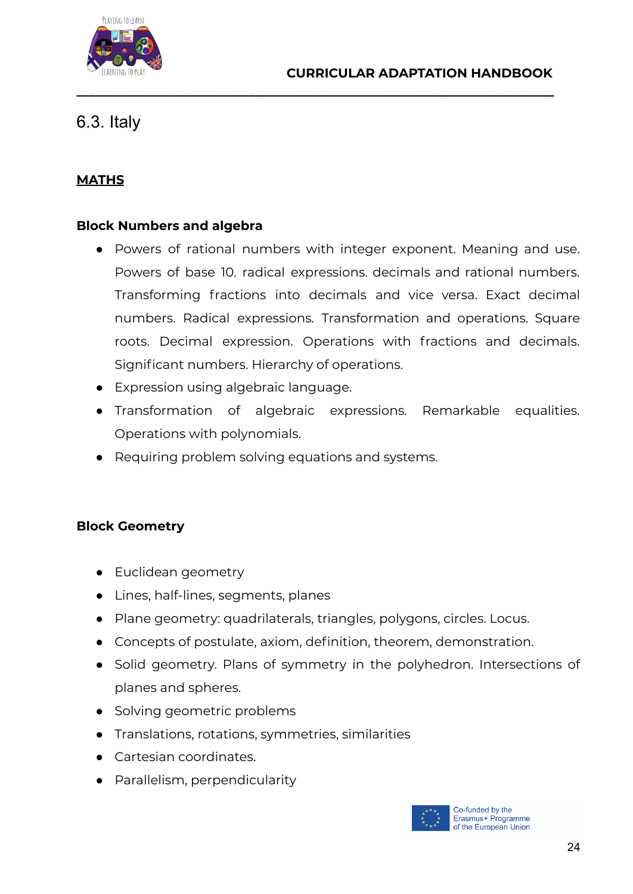## 6.3. Italy

### MATHS

**Block Numbers and algebra**

- Powers of rational numbers with integer exponent. Meaning and use. Powers of base 10. radical expressions. decimals and rational numbers. Transforming fractions into decimals and vice versa. Exact decimal numbers. Radical expressions. Transformation and operations. Square roots. Decimal expression. Operations with fractions and decimals. Significant numbers. Hierarchy of operations.
- Expression using algebraic language.
- Transformation of algebraic expressions. Remarkable equalities. Operations with polynomials.
- Requiring problem solving equations and systems.

**Block Geometry**

- Euclidean geometry
- Lines, half-lines, segments, planes
- Plane geometry: quadrilaterals, triangles, polygons, circles. Locus.
- Concepts of postulate, axiom, definition, theorem, demonstration.
- Solid geometry. Plans of symmetry in the polyhedron. Intersections of planes and spheres.
- Solving geometric problems
- Translations, rotations, symmetries, similarities
- Cartesian coordinates.
- Parallelism, perpendicularity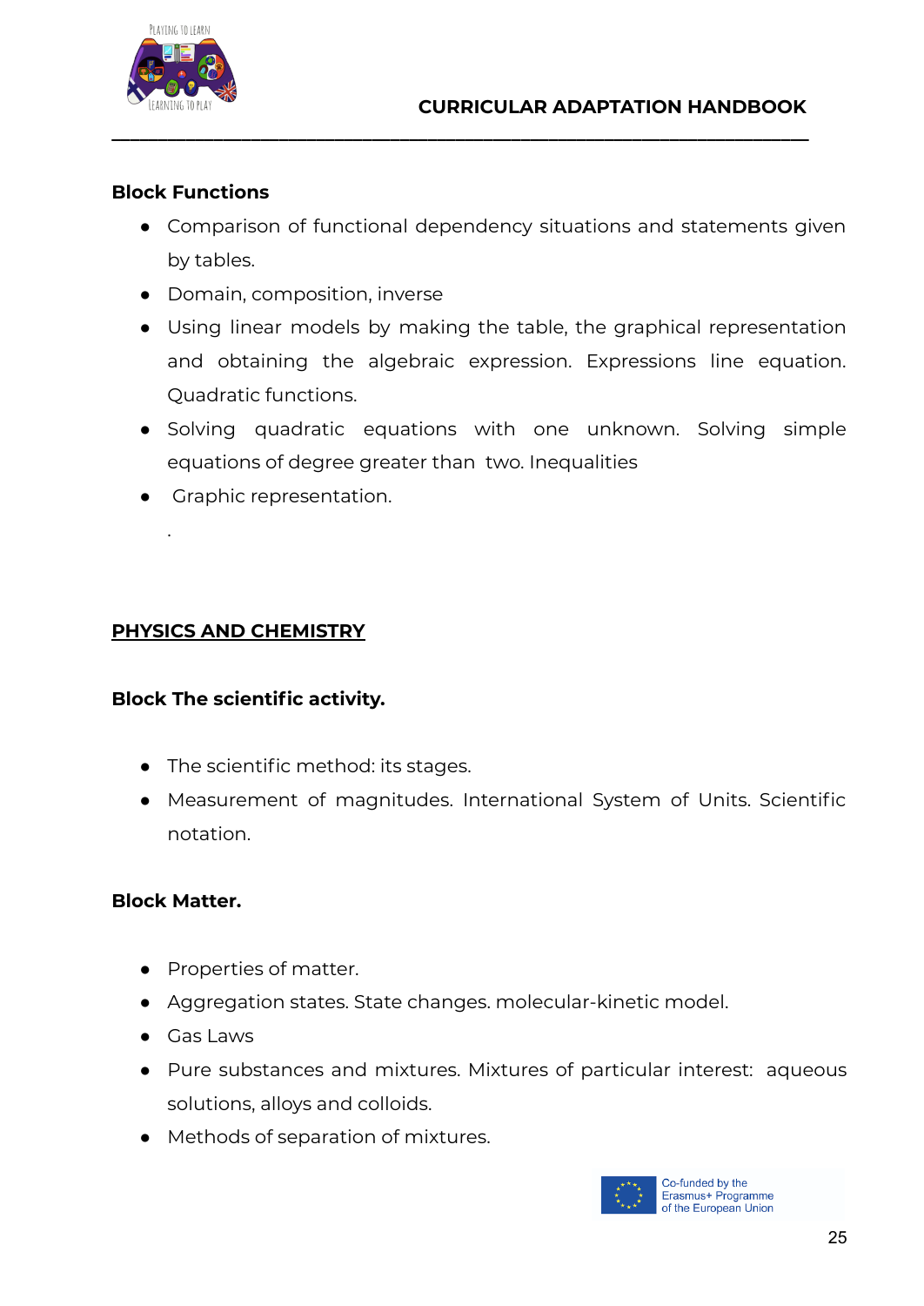**Block Functions**

- Comparison of functional dependency situations and statements given by tables.
- Domain, composition, inverse
- Using linear models by making the table, the graphical representation and obtaining the algebraic expression. Expressions line equation. Quadratic functions.
- Solving quadratic equations with one unknown. Solving simple equations of degree greater than two. Inequalities
- Graphic representation.

.

**PHYSICS AND CHEMISTRY**

**Block The scientific activity.**

- The scientific method: its stages.
- Measurement of magnitudes. International System of Units. Scientific notation.

**Block Matter.**

- Properties of matter.
- Aggregation states. State changes. molecular-kinetic model.
- Gas Laws
- Pure substances and mixtures. Mixtures of particular interest: aqueous solutions, alloys and colloids.
- Methods of separation of mixtures.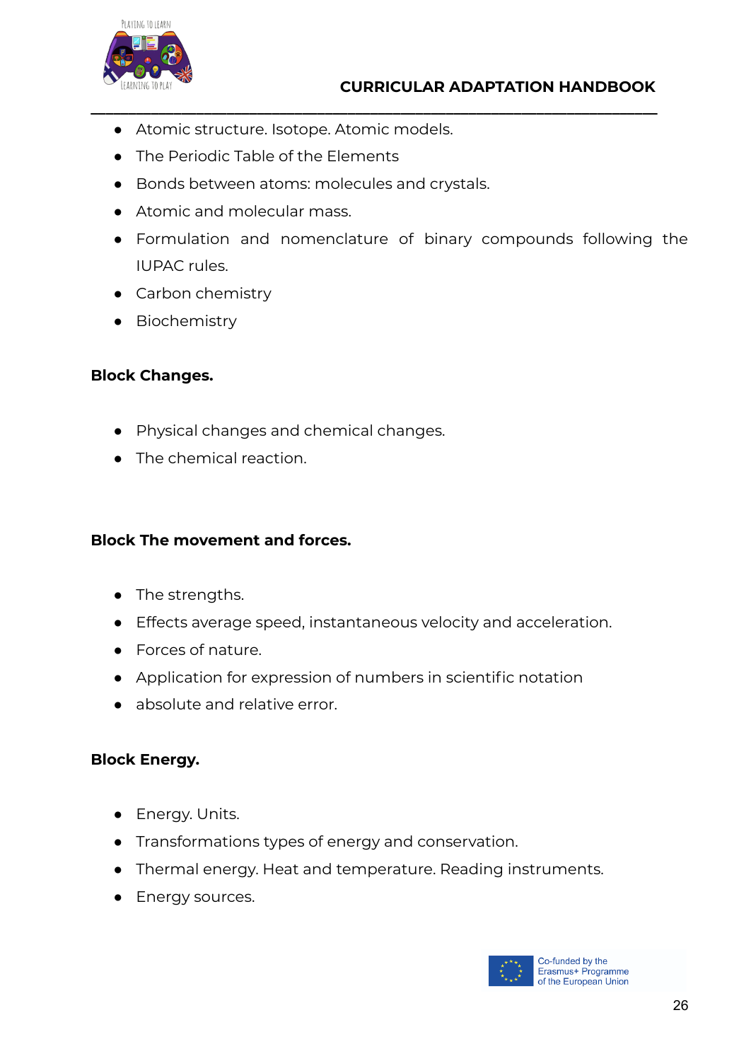- Atomic structure. Isotope. Atomic models.
- The Periodic Table of the Elements
- Bonds between atoms: molecules and crystals.
- Atomic and molecular mass.
- Formulation and nomenclature of binary compounds following the IUPAC rules.
- Carbon chemistry
- Biochemistry

**Block Changes.**

- Physical changes and chemical changes.
- The chemical reaction.

**Block The movement and forces.**

- The strengths.
- Effects average speed, instantaneous velocity and acceleration.
- Forces of nature.
- Application for expression of numbers in scientific notation
- absolute and relative error.

**Block Energy.**

- Energy. Units.
- Transformations types of energy and conservation.
- Thermal energy. Heat and temperature. Reading instruments.
- Energy sources.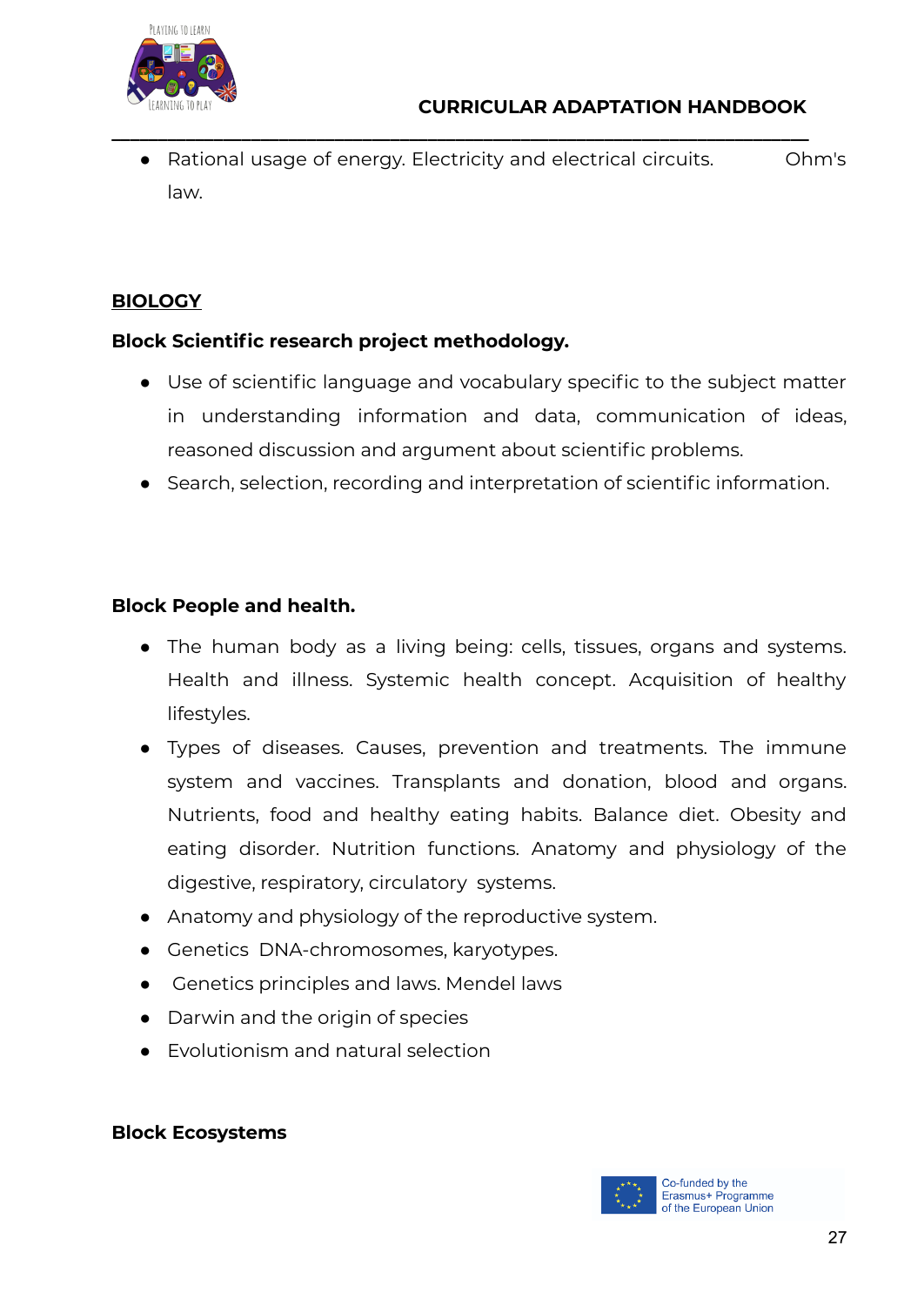- Rational usage of energy. Electricity and electrical circuits. Ohm's law.

**BIOLOGY**

**Block Scientific research project methodology.**

- Use of scientific language and vocabulary specific to the subject matter in understanding information and data, communication of ideas, reasoned discussion and argument about scientific problems.
- Search, selection, recording and interpretation of scientific information.

**Block People and health.**

- The human body as a living being: cells, tissues, organs and systems. Health and illness. Systemic health concept. Acquisition of healthy lifestyles.
- Types of diseases. Causes, prevention and treatments. The immune system and vaccines. Transplants and donation, blood and organs. Nutrients, food and healthy eating habits. Balance diet. Obesity and eating disorder. Nutrition functions. Anatomy and physiology of the digestive, respiratory, circulatory systems.
- Anatomy and physiology of the reproductive system.
- Genetics DNA-chromosomes, karyotypes.
- Genetics principles and laws. Mendel laws
- Darwin and the origin of species
- Evolutionism and natural selection

**Block Ecosystems**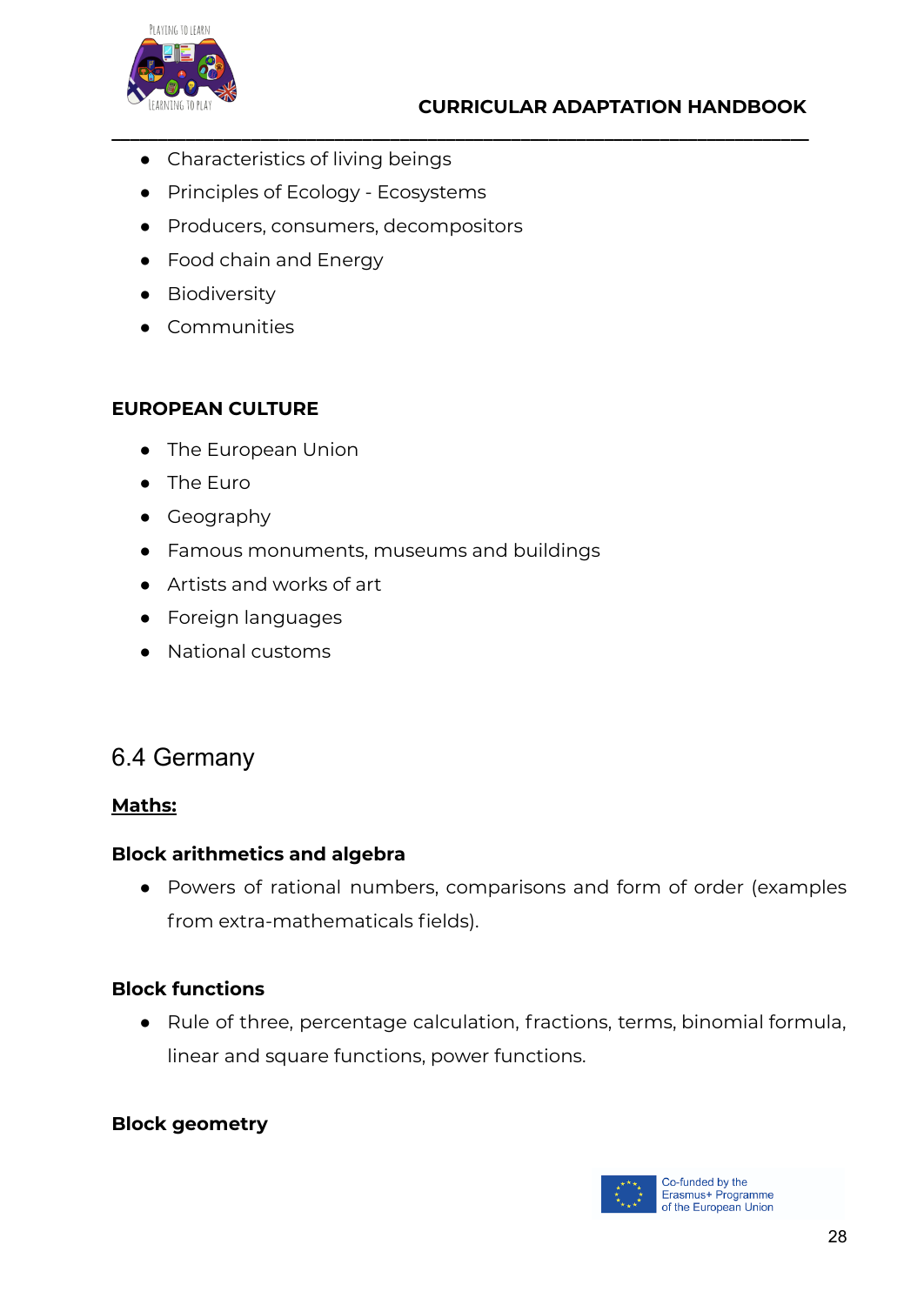- Characteristics of living beings
- Principles of Ecology - Ecosystems
- Producers, consumers, decompositors
- Food chain and Energy
- Biodiversity
- Communities

**EUROPEAN CULTURE**

- The European Union
- The Euro
- Geography
- Famous monuments, museums and buildings
- Artists and works of art
- Foreign languages
- National customs

## 6.4 Germany

**Maths:**

**Block arithmetics and algebra**

- Powers of rational numbers, comparisons and form of order (examples from extra-mathematicals fields).

**Block functions**

- Rule of three, percentage calculation, fractions, terms, binomial formula, linear and square functions, power functions.

**Block geometry**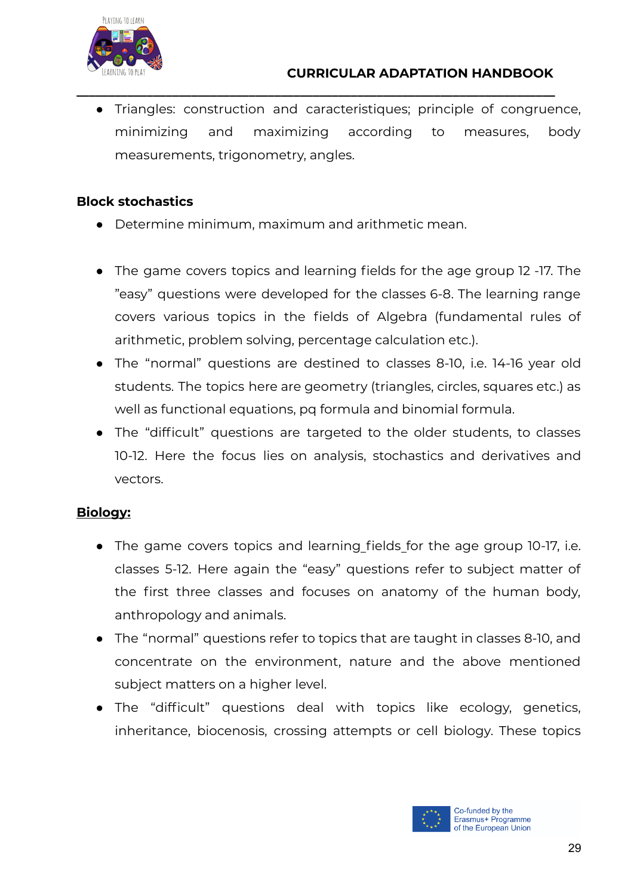- Triangles: construction and caracteristiques; principle of congruence, minimizing and maximizing according to measures, body measurements, trigonometry, angles.

**Block stochastics**

- Determine minimum, maximum and arithmetic mean.

- The game covers topics and learning fields for the age group 12 -17. The "easy" questions were developed for the classes 6-8. The learning range covers various topics in the fields of Algebra (fundamental rules of arithmetic, problem solving, percentage calculation etc.).
- The "normal" questions are destined to classes 8-10, i.e. 14-16 year old students. The topics here are geometry (triangles, circles, squares etc.) as well as functional equations, pq formula and binomial formula.
- The "difficult" questions are targeted to the older students, to classes 10-12. Here the focus lies on analysis, stochastics and derivatives and vectors.

**Biology:**

- The game covers topics and learning_fields_for the age group 10-17, i.e. classes 5-12. Here again the "easy" questions refer to subject matter of the first three classes and focuses on anatomy of the human body, anthropology and animals.
- The "normal" questions refer to topics that are taught in classes 8-10, and concentrate on the environment, nature and the above mentioned subject matters on a higher level.
- The "difficult" questions deal with topics like ecology, genetics, inheritance, biocenosis, crossing attempts or cell biology. These topics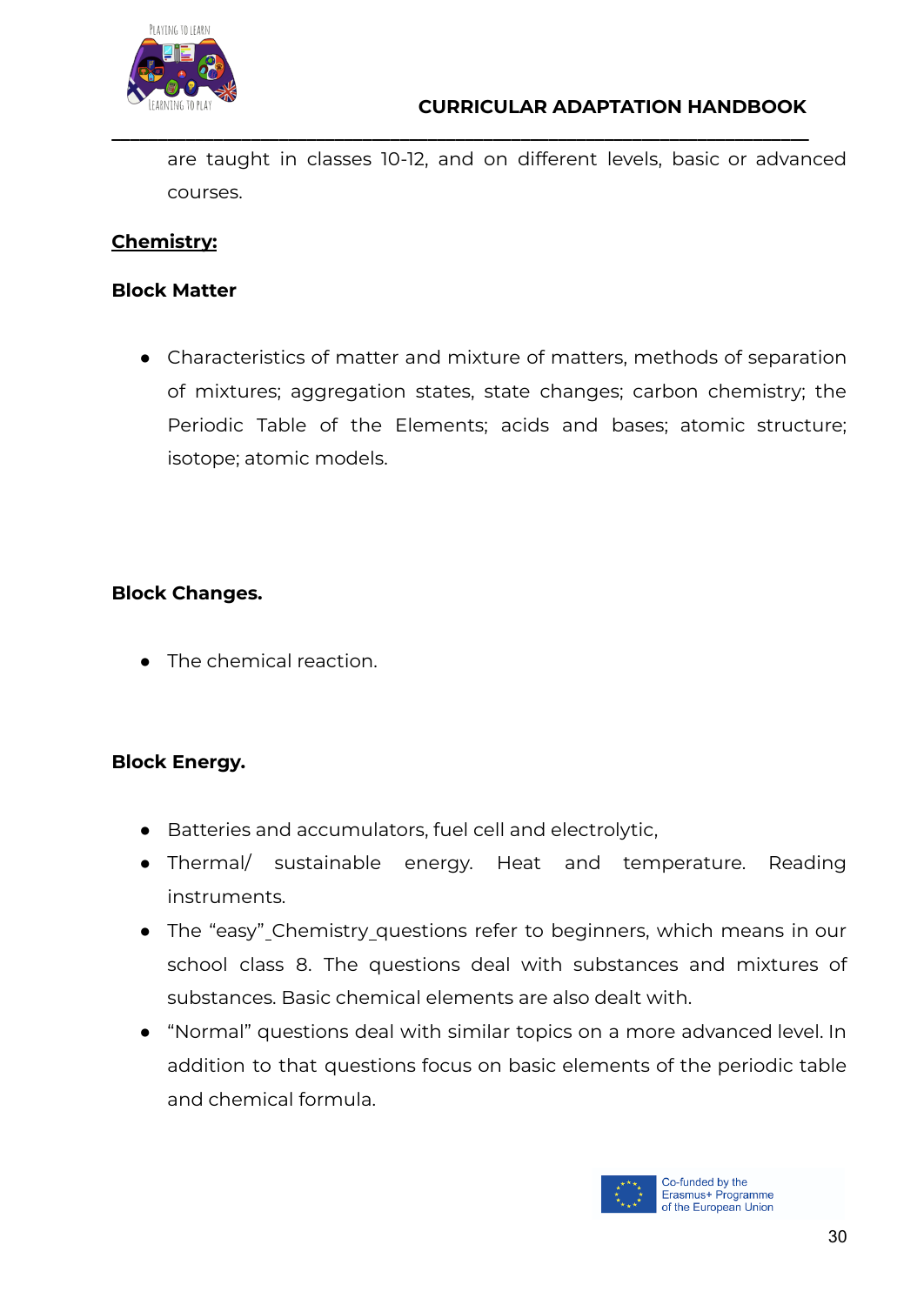are taught in classes 10-12, and on different levels, basic or advanced courses.

**<u>Chemistry:</u>**

**Block Matter**

- Characteristics of matter and mixture of matters, methods of separation of mixtures; aggregation states, state changes; carbon chemistry; the Periodic Table of the Elements; acids and bases; atomic structure; isotope; atomic models.

**Block Changes.**

- The chemical reaction.

**Block Energy.**

- Batteries and accumulators, fuel cell and electrolytic,
- Thermal/ sustainable energy. Heat and temperature. Reading instruments.
- The "easy"_Chemistry_questions refer to beginners, which means in our school class 8. The questions deal with substances and mixtures of substances. Basic chemical elements are also dealt with.
- "Normal" questions deal with similar topics on a more advanced level. In addition to that questions focus on basic elements of the periodic table and chemical formula.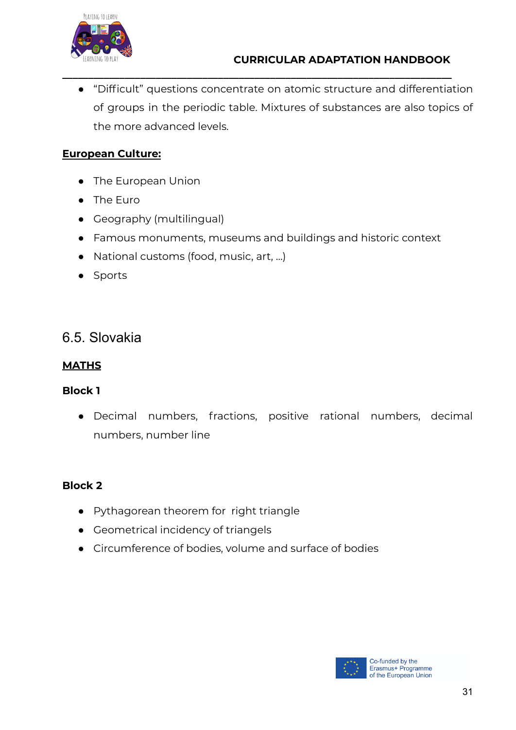- “Difficult” questions concentrate on atomic structure and differentiation of groups in the periodic table. Mixtures of substances are also topics of the more advanced levels.

**European Culture:**

- The European Union
- The Euro
- Geography (multilingual)
- Famous monuments, museums and buildings and historic context
- National customs (food, music, art, ...)
- Sports

## 6.5. Slovakia

**MATHS**

**Block 1**

- Decimal numbers, fractions, positive rational numbers, decimal numbers, number line

**Block 2**

- Pythagorean theorem for right triangle
- Geometrical incidency of triangels
- Circumference of bodies, volume and surface of bodies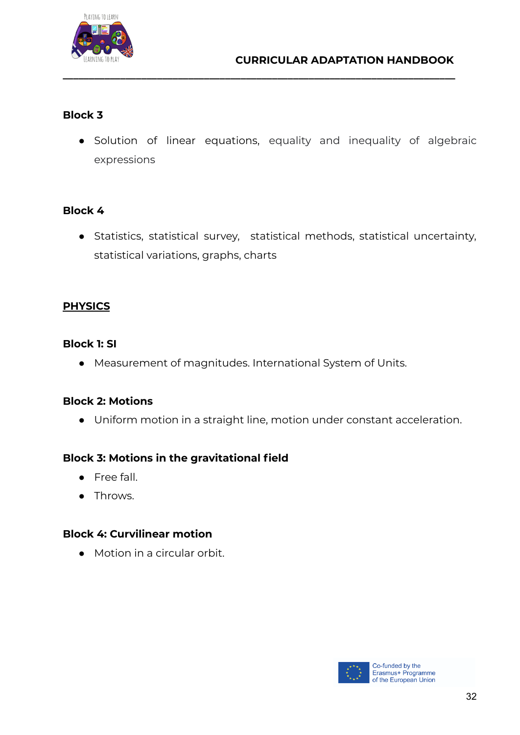**Block 3**

- Solution of linear equations, equality and inequality of algebraic expressions

**Block 4**

- Statistics, statistical survey, statistical methods, statistical uncertainty, statistical variations, graphs, charts

**PHYSICS**

**Block 1: SI**

- Measurement of magnitudes. International System of Units.

**Block 2: Motions**

- Uniform motion in a straight line, motion under constant acceleration.

**Block 3: Motions in the gravitational field**

- Free fall.
- Throws.

**Block 4: Curvilinear motion**

- Motion in a circular orbit.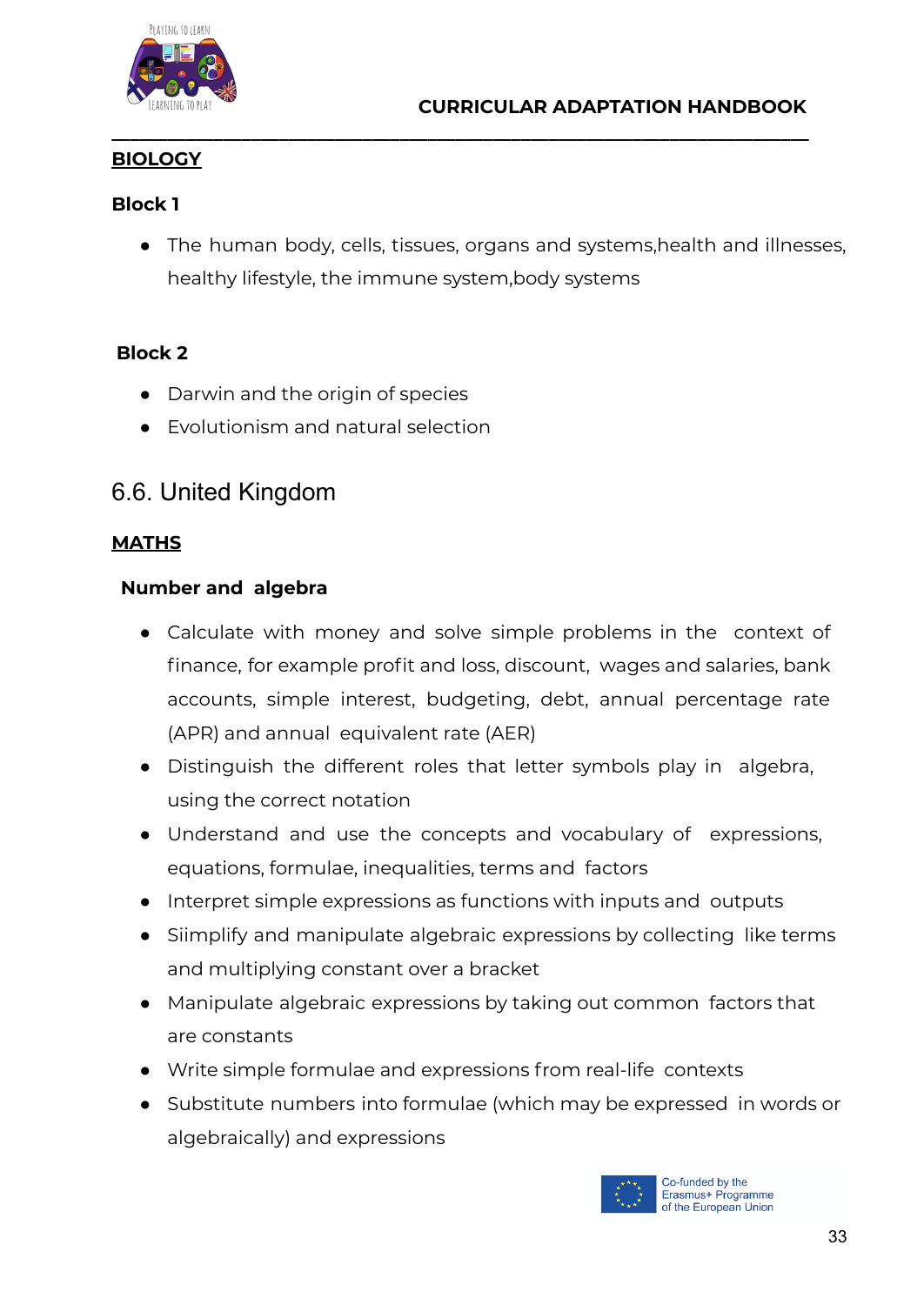**BIOLOGY**

**Block 1**

- The human body, cells, tissues, organs and systems,health and illnesses, healthy lifestyle, the immune system,body systems

**Block 2**

- Darwin and the origin of species
- Evolutionism and natural selection

## 6.6. United Kingdom

**MATHS**

**Number and algebra**

- Calculate with money and solve simple problems in the context of finance, for example profit and loss, discount, wages and salaries, bank accounts, simple interest, budgeting, debt, annual percentage rate (APR) and annual equivalent rate (AER)
- Distinguish the different roles that letter symbols play in algebra, using the correct notation
- Understand and use the concepts and vocabulary of expressions, equations, formulae, inequalities, terms and factors
- Interpret simple expressions as functions with inputs and outputs
- Siimplify and manipulate algebraic expressions by collecting like terms and multiplying constant over a bracket
- Manipulate algebraic expressions by taking out common factors that are constants
- Write simple formulae and expressions from real-life contexts
- Substitute numbers into formulae (which may be expressed in words or algebraically) and expressions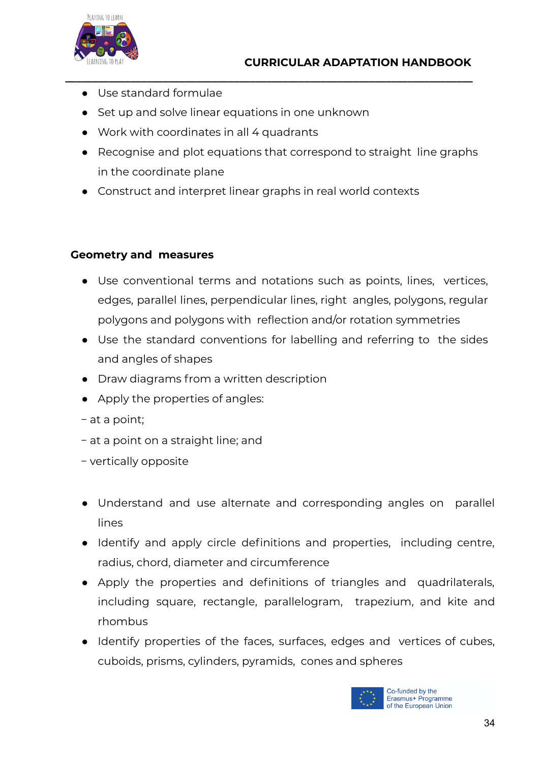- Use standard formulae
- Set up and solve linear equations in one unknown
- Work with coordinates in all 4 quadrants
- Recognise and plot equations that correspond to straight line graphs in the coordinate plane
- Construct and interpret linear graphs in real world contexts

**Geometry and measures**

- Use conventional terms and notations such as points, lines, vertices, edges, parallel lines, perpendicular lines, right angles, polygons, regular polygons and polygons with reflection and/or rotation symmetries
- Use the standard conventions for labelling and referring to the sides and angles of shapes
- Draw diagrams from a written description
- Apply the properties of angles:

– at a point;

– at a point on a straight line; and

– vertically opposite

- Understand and use alternate and corresponding angles on parallel lines
- Identify and apply circle definitions and properties, including centre, radius, chord, diameter and circumference
- Apply the properties and definitions of triangles and quadrilaterals, including square, rectangle, parallelogram, trapezium, and kite and rhombus
- Identify properties of the faces, surfaces, edges and vertices of cubes, cuboids, prisms, cylinders, pyramids, cones and spheres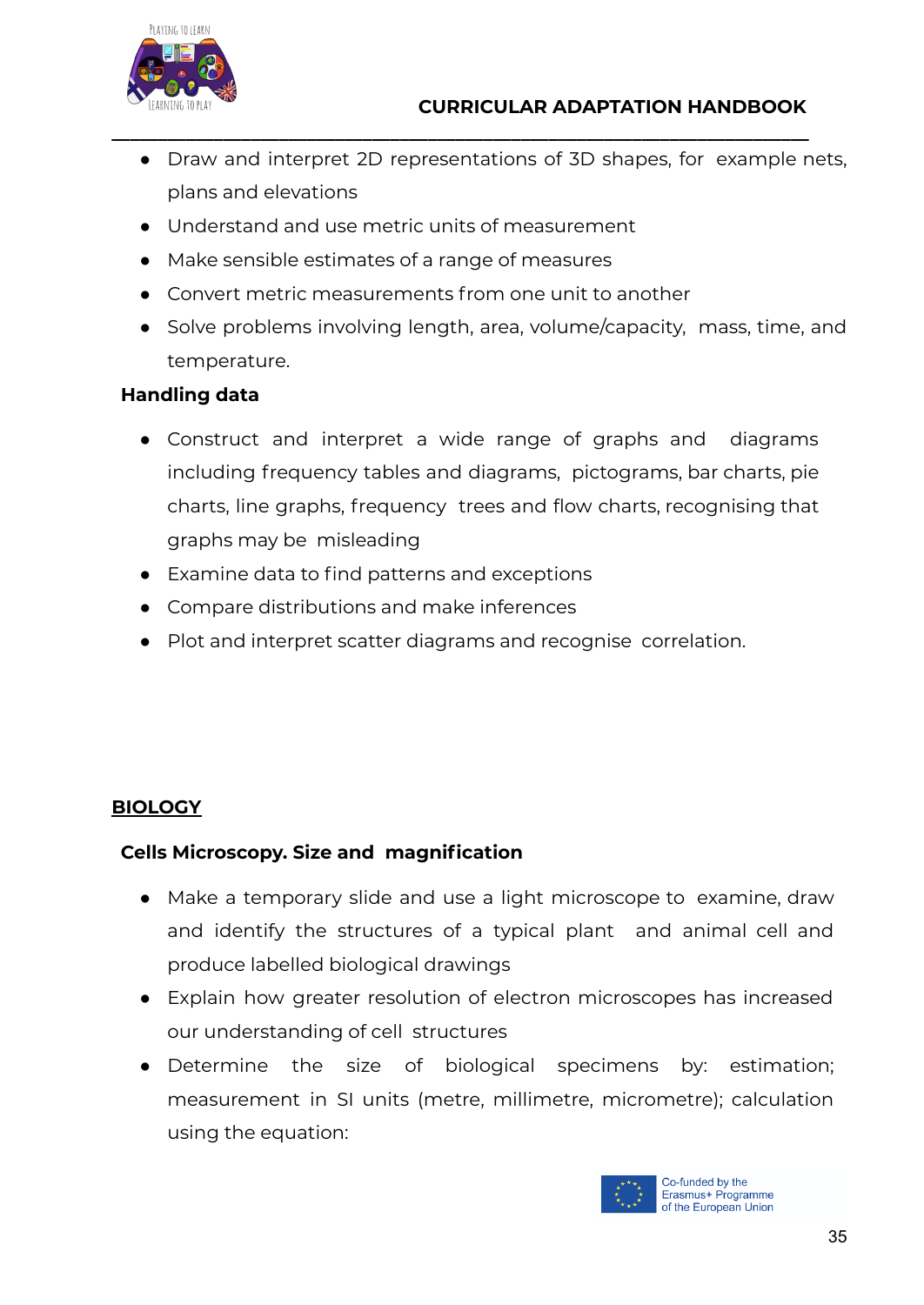- Draw and interpret 2D representations of 3D shapes, for example nets, plans and elevations
- Understand and use metric units of measurement
- Make sensible estimates of a range of measures
- Convert metric measurements from one unit to another
- Solve problems involving length, area, volume/capacity, mass, time, and temperature.

**Handling data**

- Construct and interpret a wide range of graphs and diagrams including frequency tables and diagrams, pictograms, bar charts, pie charts, line graphs, frequency trees and flow charts, recognising that graphs may be misleading
- Examine data to find patterns and exceptions
- Compare distributions and make inferences
- Plot and interpret scatter diagrams and recognise correlation.

## BIOLOGY

**Cells Microscopy. Size and magnification**

- Make a temporary slide and use a light microscope to examine, draw and identify the structures of a typical plant and animal cell and produce labelled biological drawings
- Explain how greater resolution of electron microscopes has increased our understanding of cell structures
- Determine the size of biological specimens by: estimation; measurement in SI units (metre, millimetre, micrometre); calculation using the equation: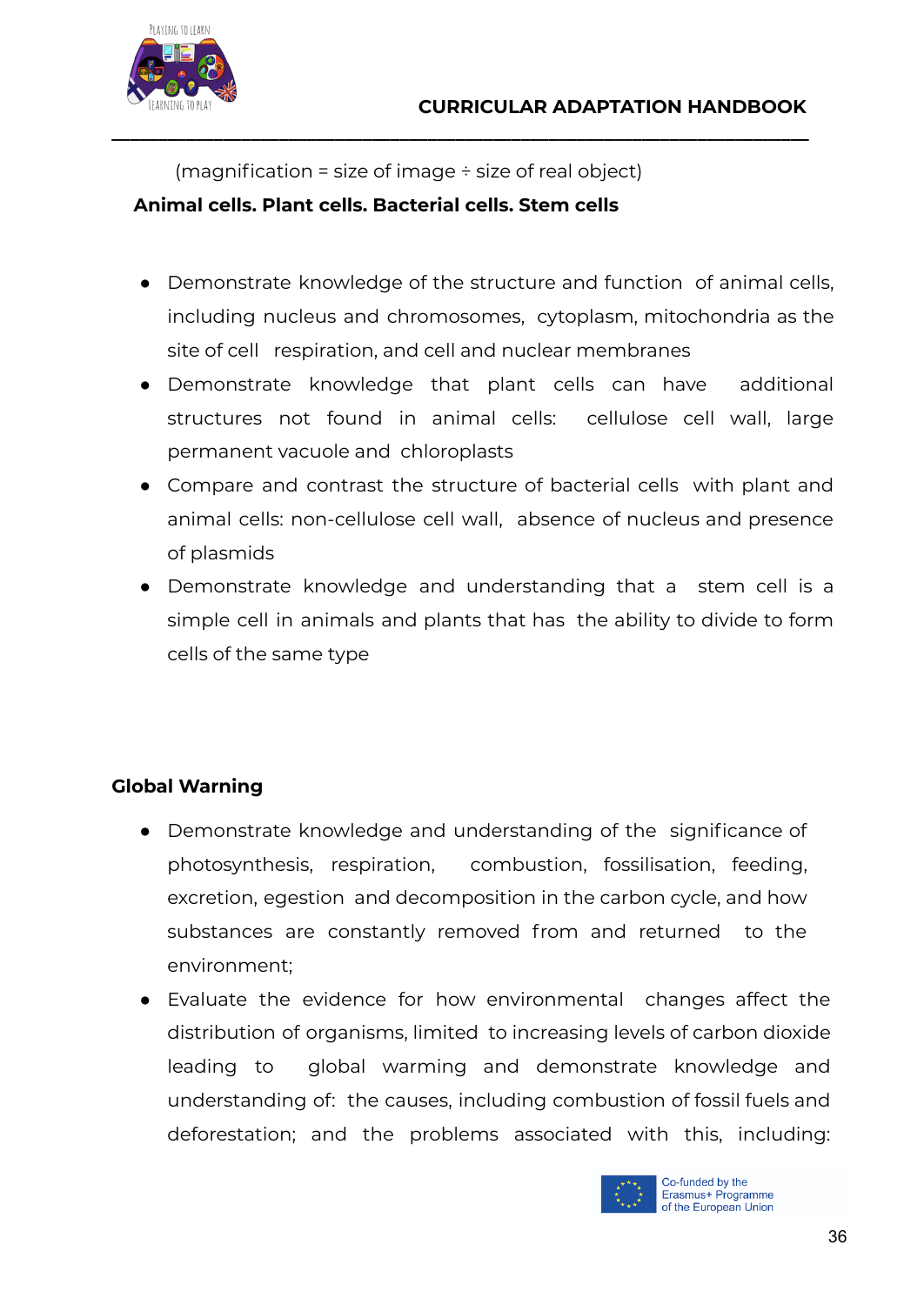(magnification = size of image ÷ size of real object)

**Animal cells. Plant cells. Bacterial cells. Stem cells**

- Demonstrate knowledge of the structure and function of animal cells, including nucleus and chromosomes, cytoplasm, mitochondria as the site of cell respiration, and cell and nuclear membranes
- Demonstrate knowledge that plant cells can have additional structures not found in animal cells: cellulose cell wall, large permanent vacuole and chloroplasts
- Compare and contrast the structure of bacterial cells with plant and animal cells: non-cellulose cell wall, absence of nucleus and presence of plasmids
- Demonstrate knowledge and understanding that a stem cell is a simple cell in animals and plants that has the ability to divide to form cells of the same type

**Global Warning**

- Demonstrate knowledge and understanding of the significance of photosynthesis, respiration, combustion, fossilisation, feeding, excretion, egestion and decomposition in the carbon cycle, and how substances are constantly removed from and returned to the environment;
- Evaluate the evidence for how environmental changes affect the distribution of organisms, limited to increasing levels of carbon dioxide leading to global warming and demonstrate knowledge and understanding of: the causes, including combustion of fossil fuels and deforestation; and the problems associated with this, including: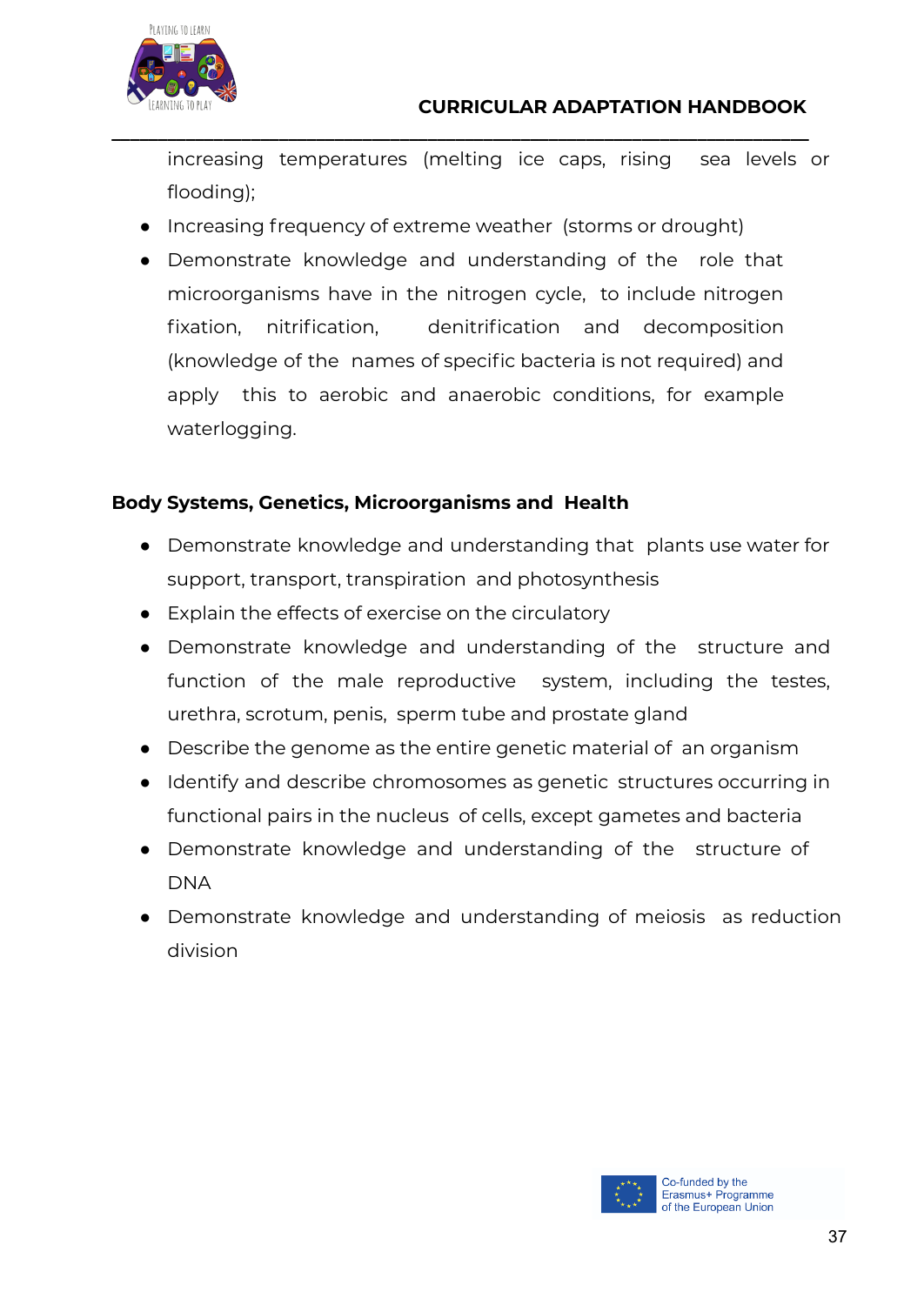increasing temperatures (melting ice caps, rising sea levels or flooding);

- Increasing frequency of extreme weather (storms or drought)
- Demonstrate knowledge and understanding of the role that microorganisms have in the nitrogen cycle, to include nitrogen fixation, nitrification, denitrification and decomposition (knowledge of the names of specific bacteria is not required) and apply this to aerobic and anaerobic conditions, for example waterlogging.

**Body Systems, Genetics, Microorganisms and Health**

- Demonstrate knowledge and understanding that plants use water for support, transport, transpiration and photosynthesis
- Explain the effects of exercise on the circulatory
- Demonstrate knowledge and understanding of the structure and function of the male reproductive system, including the testes, urethra, scrotum, penis, sperm tube and prostate gland
- Describe the genome as the entire genetic material of an organism
- Identify and describe chromosomes as genetic structures occurring in functional pairs in the nucleus of cells, except gametes and bacteria
- Demonstrate knowledge and understanding of the structure of DNA
- Demonstrate knowledge and understanding of meiosis as reduction division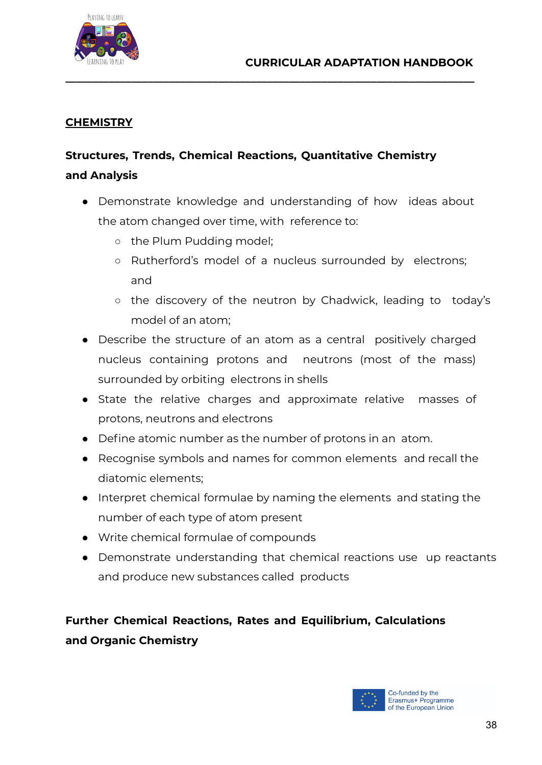## CHEMISTRY

### Structures, Trends, Chemical Reactions, Quantitative Chemistry and Analysis

- Demonstrate knowledge and understanding of how ideas about the atom changed over time, with reference to:
  - the Plum Pudding model;
  - Rutherford's model of a nucleus surrounded by electrons; and
  - the discovery of the neutron by Chadwick, leading to today's model of an atom;
- Describe the structure of an atom as a central positively charged nucleus containing protons and neutrons (most of the mass) surrounded by orbiting electrons in shells
- State the relative charges and approximate relative masses of protons, neutrons and electrons
- Define atomic number as the number of protons in an atom.
- Recognise symbols and names for common elements and recall the diatomic elements;
- Interpret chemical formulae by naming the elements and stating the number of each type of atom present
- Write chemical formulae of compounds
- Demonstrate understanding that chemical reactions use up reactants and produce new substances called products

### Further Chemical Reactions, Rates and Equilibrium, Calculations and Organic Chemistry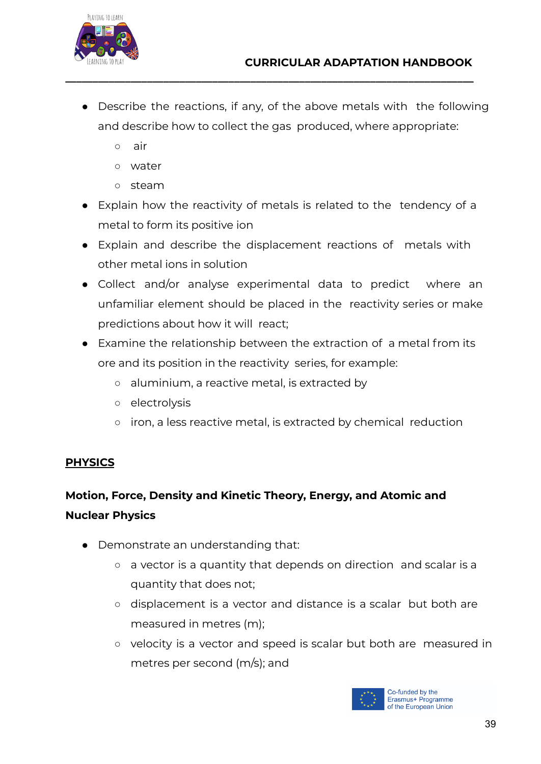- Describe the reactions, if any, of the above metals with the following and describe how to collect the gas produced, where appropriate:
  - air
  - water
  - steam
- Explain how the reactivity of metals is related to the tendency of a metal to form its positive ion
- Explain and describe the displacement reactions of metals with other metal ions in solution
- Collect and/or analyse experimental data to predict where an unfamiliar element should be placed in the reactivity series or make predictions about how it will react;
- Examine the relationship between the extraction of a metal from its ore and its position in the reactivity series, for example:
  - aluminium, a reactive metal, is extracted by
  - electrolysis
  - iron, a less reactive metal, is extracted by chemical reduction

## PHYSICS

### Motion, Force, Density and Kinetic Theory, Energy, and Atomic and Nuclear Physics

- Demonstrate an understanding that:
  - a vector is a quantity that depends on direction and scalar is a quantity that does not;
  - displacement is a vector and distance is a scalar but both are measured in metres (m);
  - velocity is a vector and speed is scalar but both are measured in metres per second (m/s); and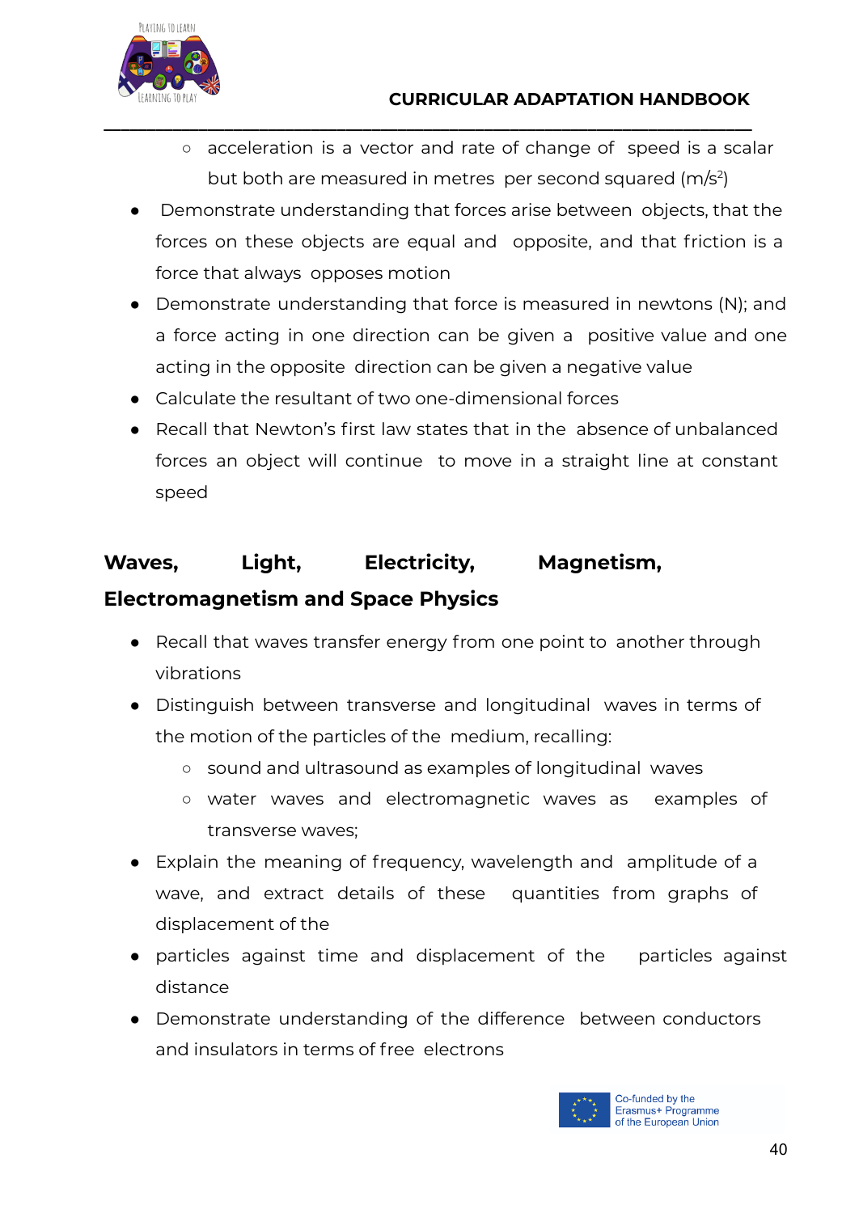- acceleration is a vector and rate of change of speed is a scalar but both are measured in metres per second squared ($m/s^2$)
- Demonstrate understanding that forces arise between objects, that the forces on these objects are equal and opposite, and that friction is a force that always opposes motion
- Demonstrate understanding that force is measured in newtons (N); and a force acting in one direction can be given a positive value and one acting in the opposite direction can be given a negative value
- Calculate the resultant of two one-dimensional forces
- Recall that Newton's first law states that in the absence of unbalanced forces an object will continue to move in a straight line at constant speed

## Waves, Light, Electricity, Magnetism, Electromagnetism and Space Physics

- Recall that waves transfer energy from one point to another through vibrations
- Distinguish between transverse and longitudinal waves in terms of the motion of the particles of the medium, recalling:
    - sound and ultrasound as examples of longitudinal waves
    - water waves and electromagnetic waves as examples of transverse waves;
- Explain the meaning of frequency, wavelength and amplitude of a wave, and extract details of these quantities from graphs of displacement of the
- particles against time and displacement of the particles against distance
- Demonstrate understanding of the difference between conductors and insulators in terms of free electrons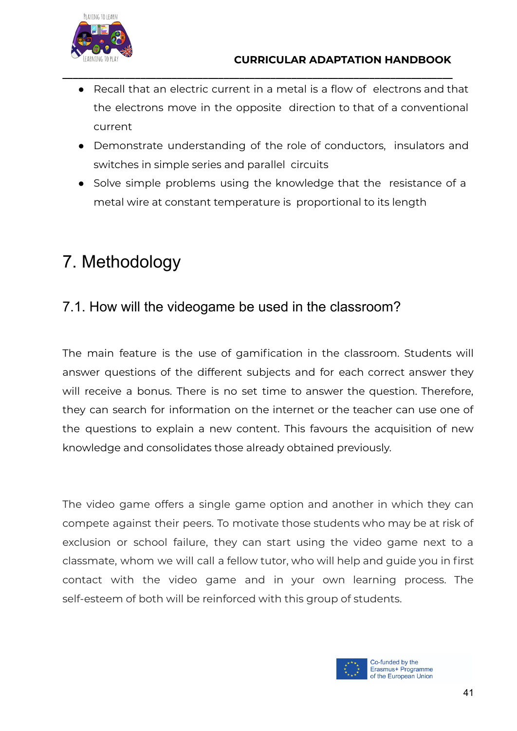- Recall that an electric current in a metal is a flow of electrons and that the electrons move in the opposite direction to that of a conventional current
- Demonstrate understanding of the role of conductors, insulators and switches in simple series and parallel circuits
- Solve simple problems using the knowledge that the resistance of a metal wire at constant temperature is proportional to its length

# 7. Methodology

## 7.1. How will the videogame be used in the classroom?

The main feature is the use of gamification in the classroom. Students will answer questions of the different subjects and for each correct answer they will receive a bonus. There is no set time to answer the question. Therefore, they can search for information on the internet or the teacher can use one of the questions to explain a new content. This favours the acquisition of new knowledge and consolidates those already obtained previously.

The video game offers a single game option and another in which they can compete against their peers. To motivate those students who may be at risk of exclusion or school failure, they can start using the video game next to a classmate, whom we will call a fellow tutor, who will help and guide you in first contact with the video game and in your own learning process. The self-esteem of both will be reinforced with this group of students.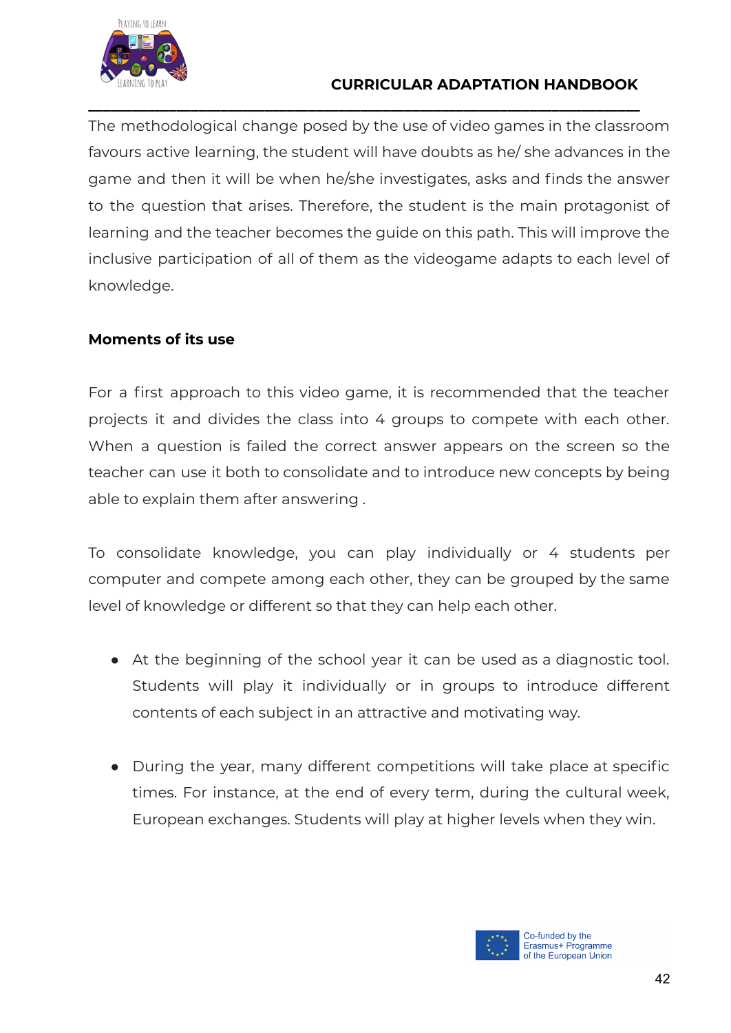The methodological change posed by the use of video games in the classroom favours active learning, the student will have doubts as he/ she advances in the game and then it will be when he/she investigates, asks and finds the answer to the question that arises. Therefore, the student is the main protagonist of learning and the teacher becomes the guide on this path. This will improve the inclusive participation of all of them as the videogame adapts to each level of knowledge.

**Moments of its use**

For a first approach to this video game, it is recommended that the teacher projects it and divides the class into 4 groups to compete with each other. When a question is failed the correct answer appears on the screen so the teacher can use it both to consolidate and to introduce new concepts by being able to explain them after answering .

To consolidate knowledge, you can play individually or 4 students per computer and compete among each other, they can be grouped by the same level of knowledge or different so that they can help each other.

- At the beginning of the school year it can be used as a diagnostic tool. Students will play it individually or in groups to introduce different contents of each subject in an attractive and motivating way.
- During the year, many different competitions will take place at specific times. For instance, at the end of every term, during the cultural week, European exchanges. Students will play at higher levels when they win.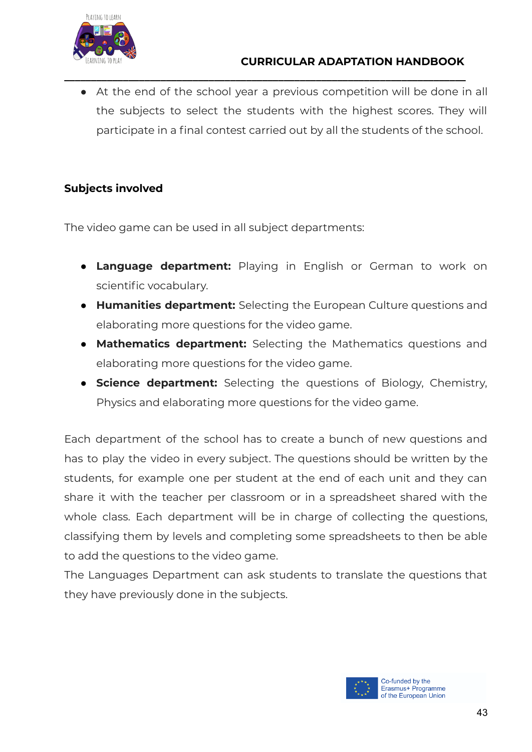- At the end of the school year a previous competition will be done in all the subjects to select the students with the highest scores. They will participate in a final contest carried out by all the students of the school.

**Subjects involved**

The video game can be used in all subject departments:

- **Language department:** Playing in English or German to work on scientific vocabulary.
- **Humanities department:** Selecting the European Culture questions and elaborating more questions for the video game.
- **Mathematics department:** Selecting the Mathematics questions and elaborating more questions for the video game.
- **Science department:** Selecting the questions of Biology, Chemistry, Physics and elaborating more questions for the video game.

Each department of the school has to create a bunch of new questions and has to play the video in every subject. The questions should be written by the students, for example one per student at the end of each unit and they can share it with the teacher per classroom or in a spreadsheet shared with the whole class. Each department will be in charge of collecting the questions, classifying them by levels and completing some spreadsheets to then be able to add the questions to the video game.

The Languages Department can ask students to translate the questions that they have previously done in the subjects.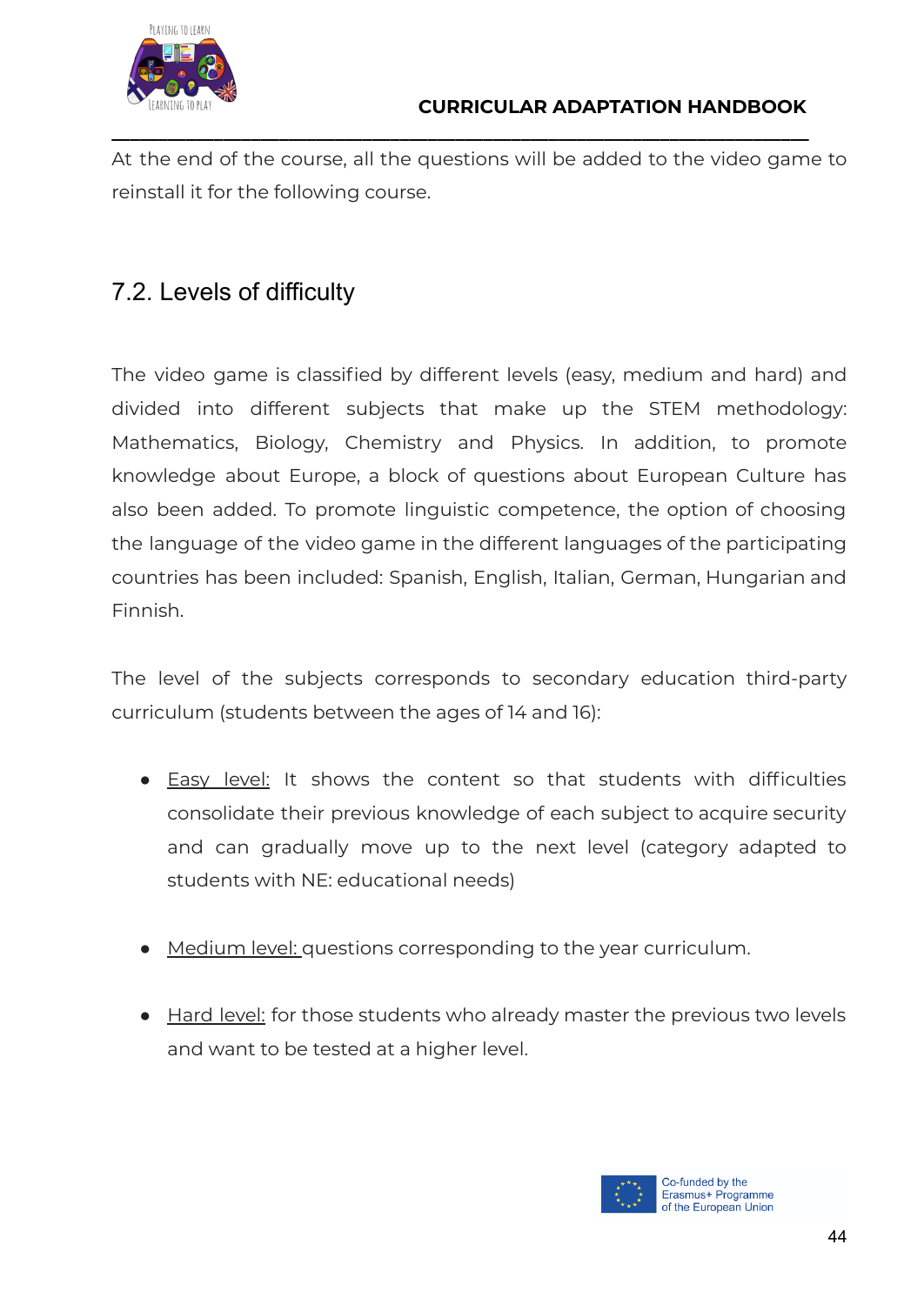At the end of the course, all the questions will be added to the video game to reinstall it for the following course.

## 7.2. Levels of difficulty

The video game is classified by different levels (easy, medium and hard) and divided into different subjects that make up the STEM methodology: Mathematics, Biology, Chemistry and Physics. In addition, to promote knowledge about Europe, a block of questions about European Culture has also been added. To promote linguistic competence, the option of choosing the language of the video game in the different languages of the participating countries has been included: Spanish, English, Italian, German, Hungarian and Finnish.

The level of the subjects corresponds to secondary education third-party curriculum (students between the ages of 14 and 16):

- Easy level: It shows the content so that students with difficulties consolidate their previous knowledge of each subject to acquire security and can gradually move up to the next level (category adapted to students with NE: educational needs)

- Medium level: questions corresponding to the year curriculum.

- Hard level: for those students who already master the previous two levels and want to be tested at a higher level.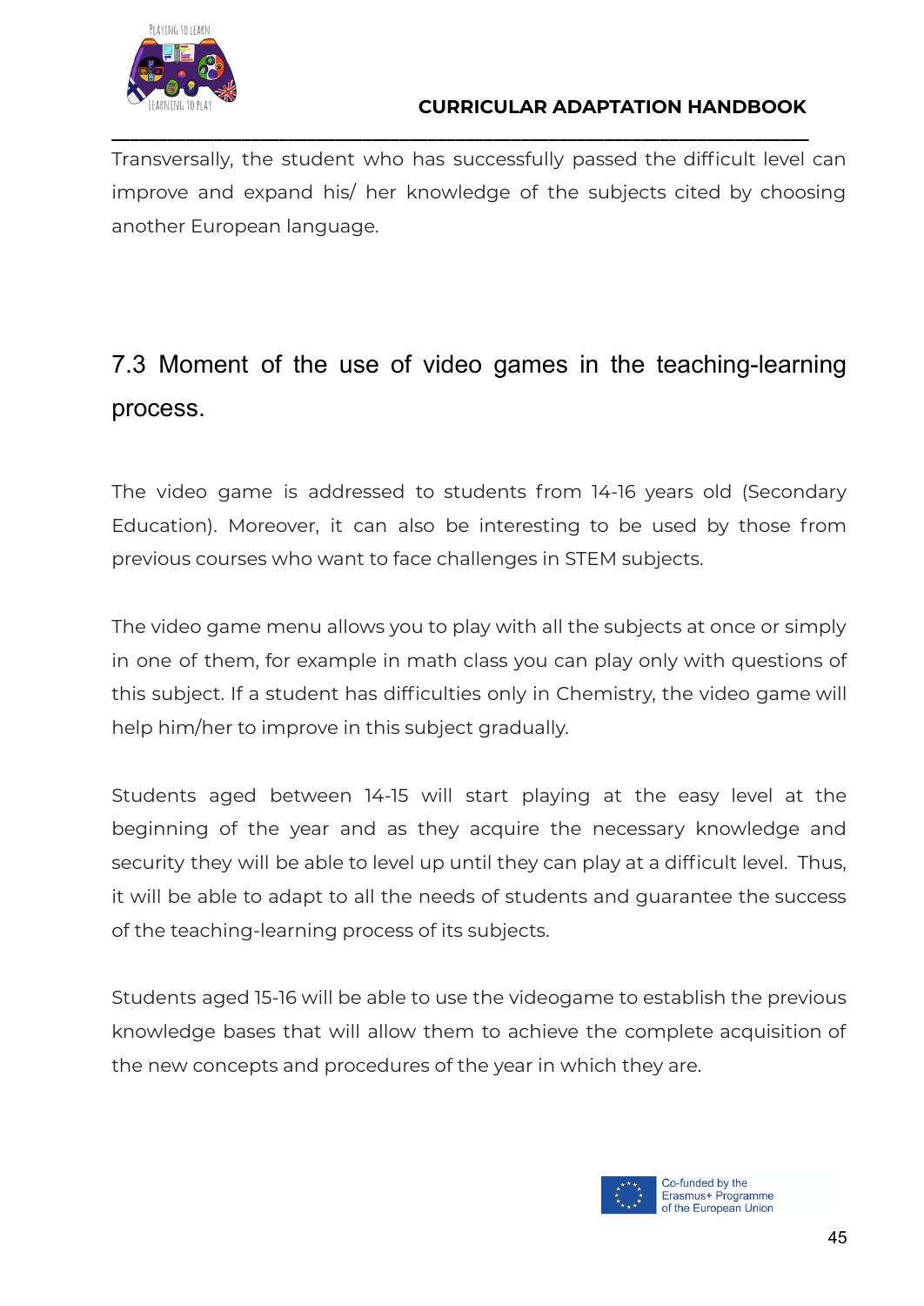Transversally, the student who has successfully passed the difficult level can improve and expand his/ her knowledge of the subjects cited by choosing another European language.

## 7.3 Moment of the use of video games in the teaching-learning process.

The video game is addressed to students from 14-16 years old (Secondary Education). Moreover, it can also be interesting to be used by those from previous courses who want to face challenges in STEM subjects.

The video game menu allows you to play with all the subjects at once or simply in one of them, for example in math class you can play only with questions of this subject. If a student has difficulties only in Chemistry, the video game will help him/her to improve in this subject gradually.

Students aged between 14-15 will start playing at the easy level at the beginning of the year and as they acquire the necessary knowledge and security they will be able to level up until they can play at a difficult level. Thus, it will be able to adapt to all the needs of students and guarantee the success of the teaching-learning process of its subjects.

Students aged 15-16 will be able to use the videogame to establish the previous knowledge bases that will allow them to achieve the complete acquisition of the new concepts and procedures of the year in which they are.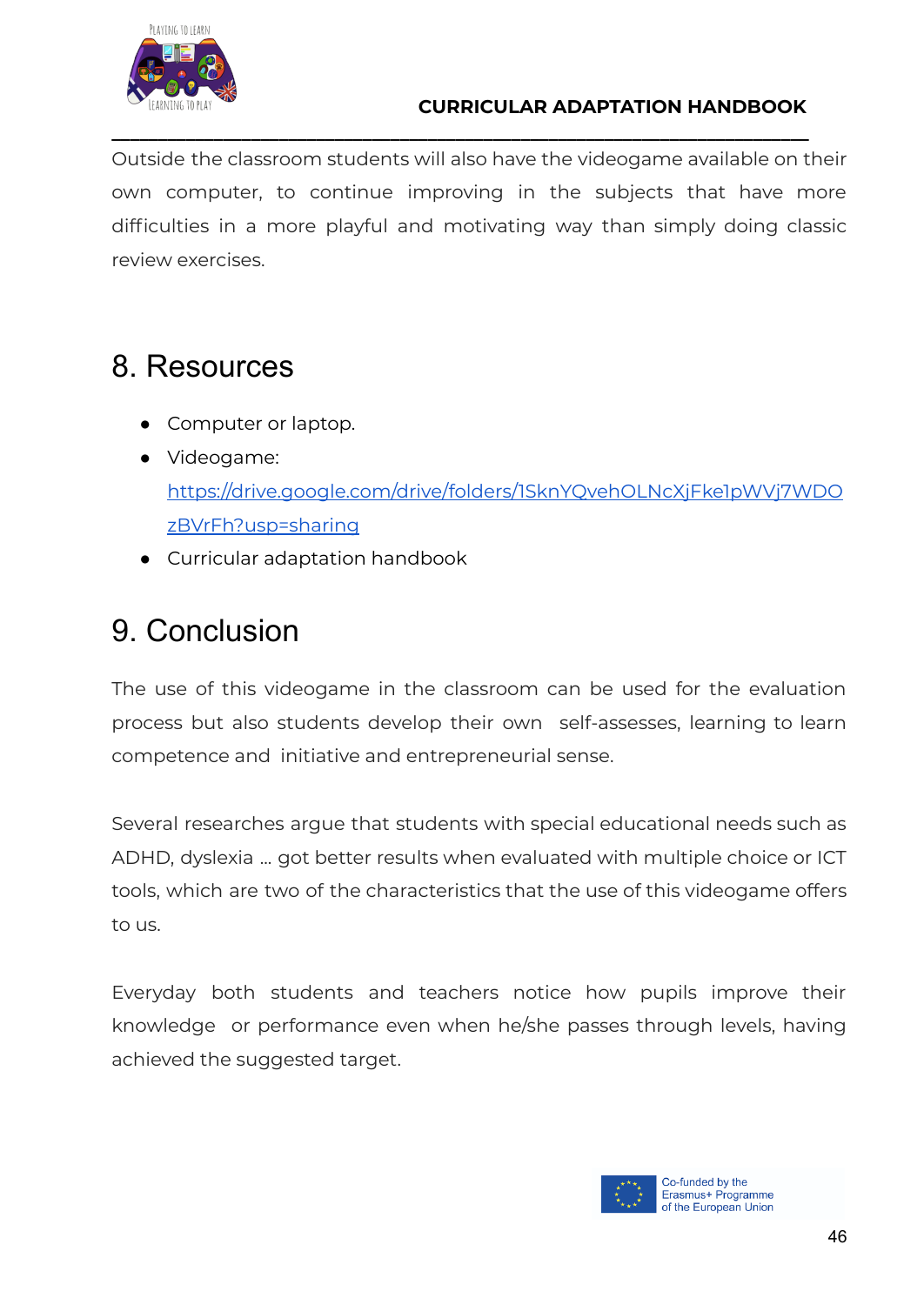Outside the classroom students will also have the videogame available on their own computer, to continue improving in the subjects that have more difficulties in a more playful and motivating way than simply doing classic review exercises.

## 8. Resources

- Computer or laptop.
- Videogame: https://drive.google.com/drive/folders/1SknYQvehOLNcXjFke1pWVj7WDOzBVrFh?usp=sharing
- Curricular adaptation handbook

## 9. Conclusion

The use of this videogame in the classroom can be used for the evaluation process but also students develop their own self-assesses, learning to learn competence and initiative and entrepreneurial sense.

Several researches argue that students with special educational needs such as ADHD, dyslexia ... got better results when evaluated with multiple choice or ICT tools, which are two of the characteristics that the use of this videogame offers to us.

Everyday both students and teachers notice how pupils improve their knowledge or performance even when he/she passes through levels, having achieved the suggested target.